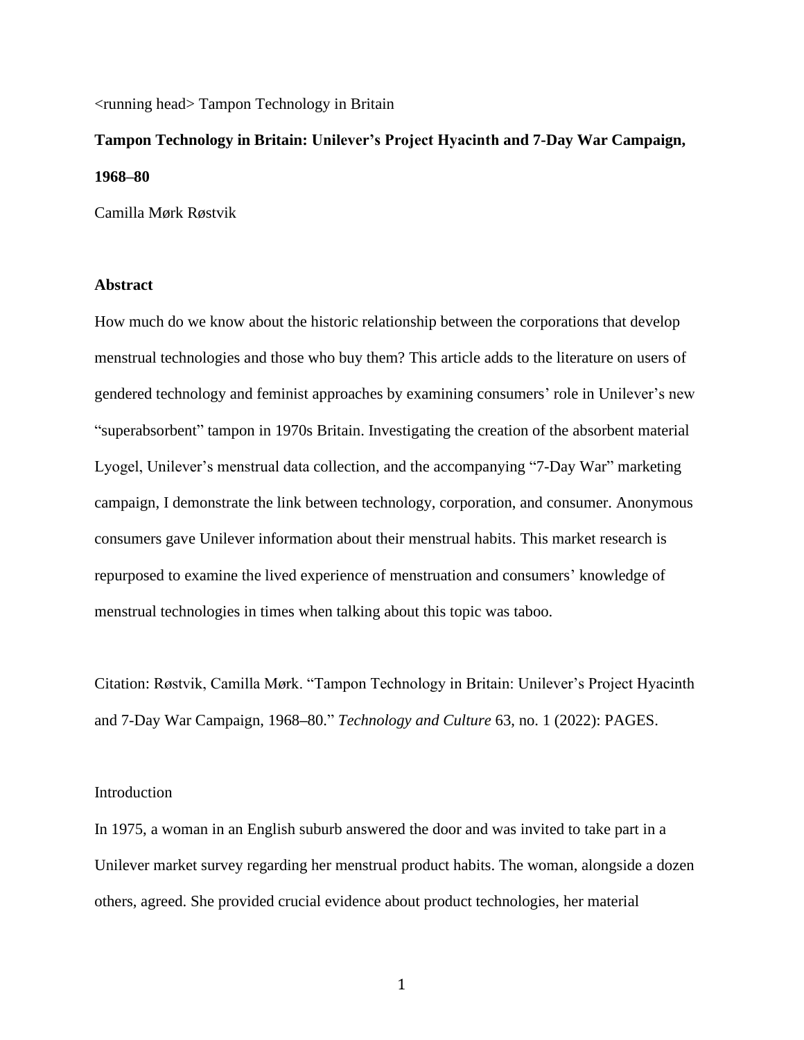<running head> Tampon Technology in Britain

# Tampon Technology in Britain: Unilever's Project Hyacinth and 7-Day War Campaign, 1968–80

Camilla Mørk Røstvik

## Abstract

How much do we know about the historic relationship between the corporations that develop menstrual technologies and those who buy them? This article adds to the literature on users of gendered technology and feminist approaches by examining consumers' role in Unilever's new "superabsorbent" tampon in 1970s Britain. Investigating the creation of the absorbent material Lyogel, Unilever's menstrual data collection, and the accompanying "7-Day War" marketing campaign, I demonstrate the link between technology, corporation, and consumer. Anonymous consumers gave Unilever information about their menstrual habits. This market research is repurposed to examine the lived experience of menstruation and consumers' knowledge of menstrual technologies in times when talking about this topic was taboo.

Citation: Røstvik, Camilla Mørk. "Tampon Technology in Britain: Unilever's Project Hyacinth and 7-Day War Campaign, 1968–80." *Technology and Culture* 63, no. 1 (2022): PAGES.

## Introduction

In 1975, a woman in an English suburb answered the door and was invited to take part in a Unilever market survey regarding her menstrual product habits. The woman, alongside a dozen others, agreed. She provided crucial evidence about product technologies, her material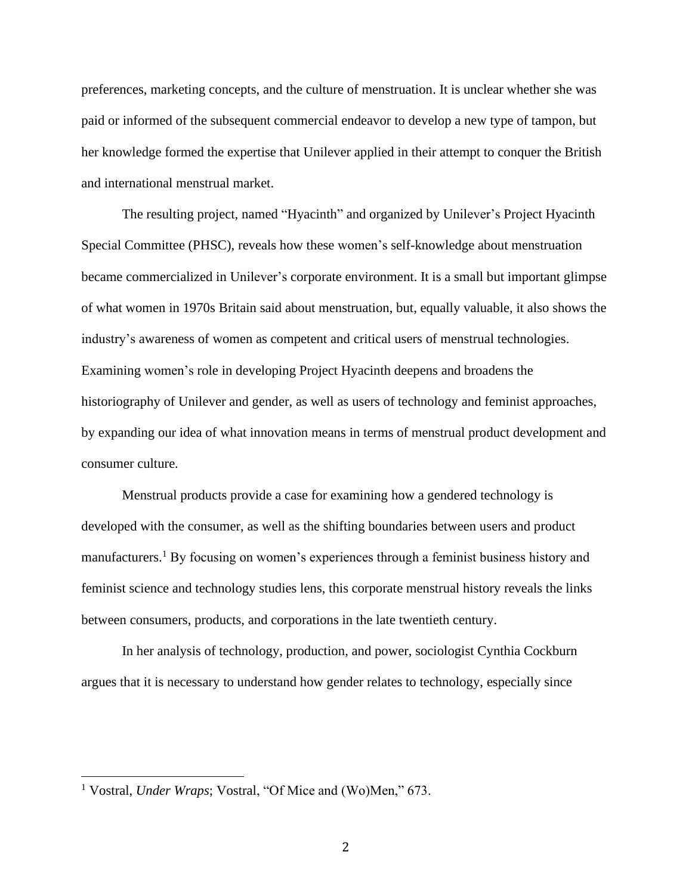preferences, marketing concepts, and the culture of menstruation. It is unclear whether she was paid or informed of the subsequent commercial endeavor to develop a new type of tampon, but her knowledge formed the expertise that Unilever applied in their attempt to conquer the British and international menstrual market.

The resulting project, named "Hyacinth" and organized by Unilever's Project Hyacinth Special Committee (PHSC), reveals how these women's self-knowledge about menstruation became commercialized in Unilever's corporate environment. It is a small but important glimpse of what women in 1970s Britain said about menstruation, but, equally valuable, it also shows the industry's awareness of women as competent and critical users of menstrual technologies. Examining women's role in developing Project Hyacinth deepens and broadens the historiography of Unilever and gender, as well as users of technology and feminist approaches, by expanding our idea of what innovation means in terms of menstrual product development and consumer culture.

Menstrual products provide a case for examining how a gendered technology is developed with the consumer, as well as the shifting boundaries between users and product manufacturers.[1] By focusing on women's experiences through a feminist business history and feminist science and technology studies lens, this corporate menstrual history reveals the links between consumers, products, and corporations in the late twentieth century.

In her analysis of technology, production, and power, sociologist Cynthia Cockburn argues that it is necessary to understand how gender relates to technology, especially since

---

[1] Vostral, *Under Wraps*; Vostral, "Of Mice and (Wo)Men," 673.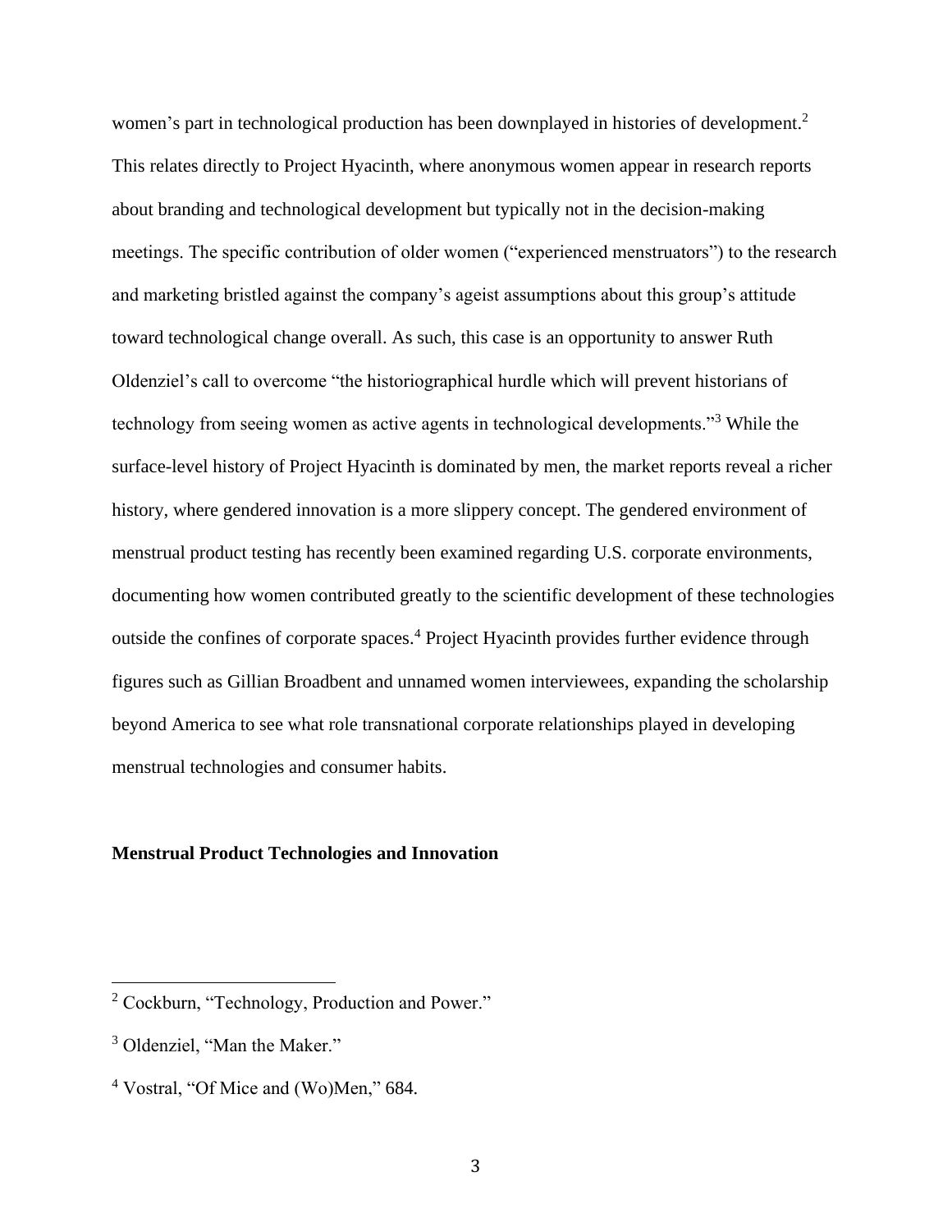women's part in technological production has been downplayed in histories of development.[2] This relates directly to Project Hyacinth, where anonymous women appear in research reports about branding and technological development but typically not in the decision-making meetings. The specific contribution of older women ("experienced menstruators") to the research and marketing bristled against the company's ageist assumptions about this group's attitude toward technological change overall. As such, this case is an opportunity to answer Ruth Oldenziel's call to overcome "the historiographical hurdle which will prevent historians of technology from seeing women as active agents in technological developments."[3] While the surface-level history of Project Hyacinth is dominated by men, the market reports reveal a richer history, where gendered innovation is a more slippery concept. The gendered environment of menstrual product testing has recently been examined regarding U.S. corporate environments, documenting how women contributed greatly to the scientific development of these technologies outside the confines of corporate spaces.[4] Project Hyacinth provides further evidence through figures such as Gillian Broadbent and unnamed women interviewees, expanding the scholarship beyond America to see what role transnational corporate relationships played in developing menstrual technologies and consumer habits.

**Menstrual Product Technologies and Innovation**

---

[2] Cockburn, "Technology, Production and Power."

[3] Oldenziel, "Man the Maker."

[4] Vostral, "Of Mice and (Wo)Men," 684.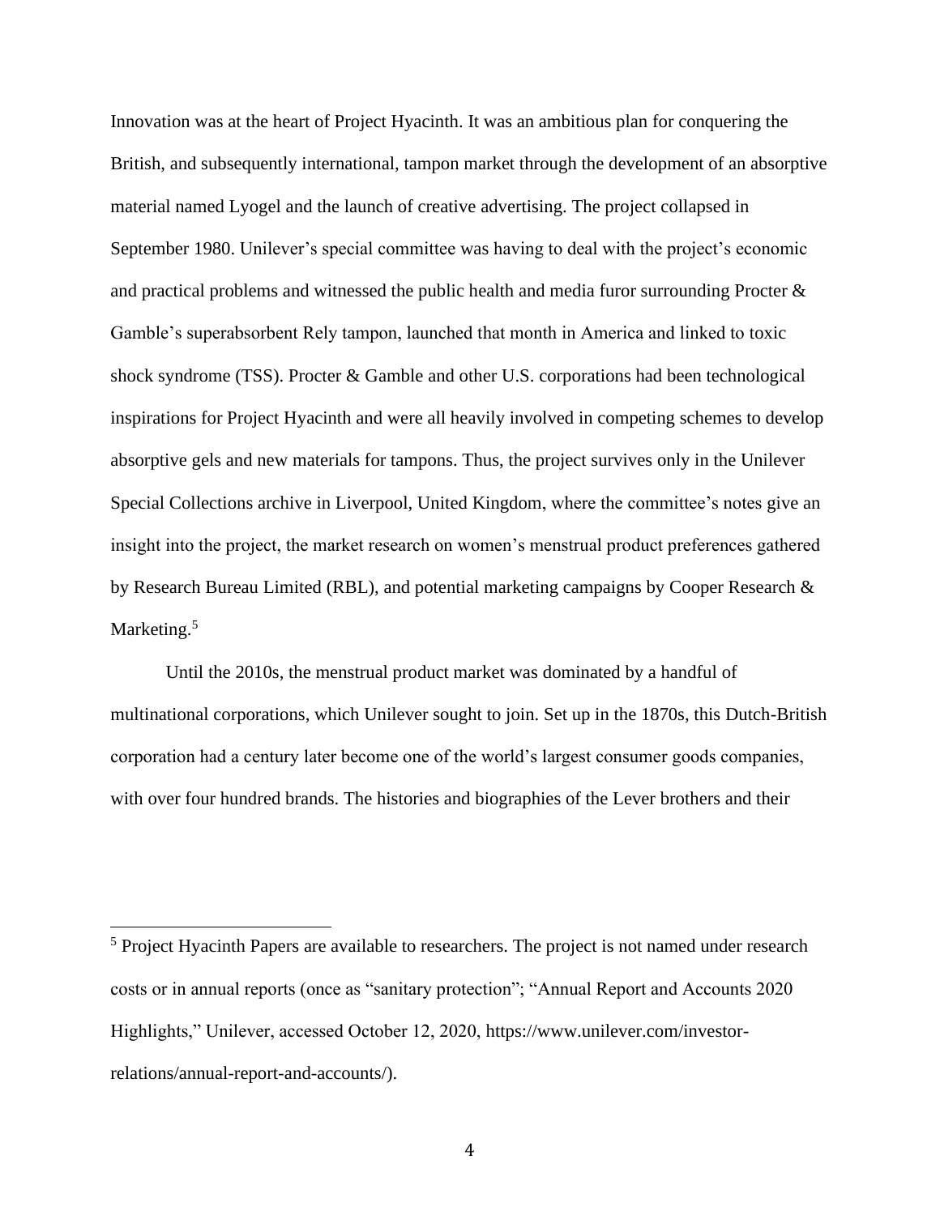Innovation was at the heart of Project Hyacinth. It was an ambitious plan for conquering the British, and subsequently international, tampon market through the development of an absorptive material named Lyogel and the launch of creative advertising. The project collapsed in September 1980. Unilever's special committee was having to deal with the project's economic and practical problems and witnessed the public health and media furor surrounding Procter & Gamble's superabsorbent Rely tampon, launched that month in America and linked to toxic shock syndrome (TSS). Procter & Gamble and other U.S. corporations had been technological inspirations for Project Hyacinth and were all heavily involved in competing schemes to develop absorptive gels and new materials for tampons. Thus, the project survives only in the Unilever Special Collections archive in Liverpool, United Kingdom, where the committee's notes give an insight into the project, the market research on women's menstrual product preferences gathered by Research Bureau Limited (RBL), and potential marketing campaigns by Cooper Research & Marketing.[5]

Until the 2010s, the menstrual product market was dominated by a handful of multinational corporations, which Unilever sought to join. Set up in the 1870s, this Dutch-British corporation had a century later become one of the world's largest consumer goods companies, with over four hundred brands. The histories and biographies of the Lever brothers and their

---

[5] Project Hyacinth Papers are available to researchers. The project is not named under research costs or in annual reports (once as "sanitary protection"; "Annual Report and Accounts 2020 Highlights," Unilever, accessed October 12, 2020, https://www.unilever.com/investor-relations/annual-report-and-accounts/).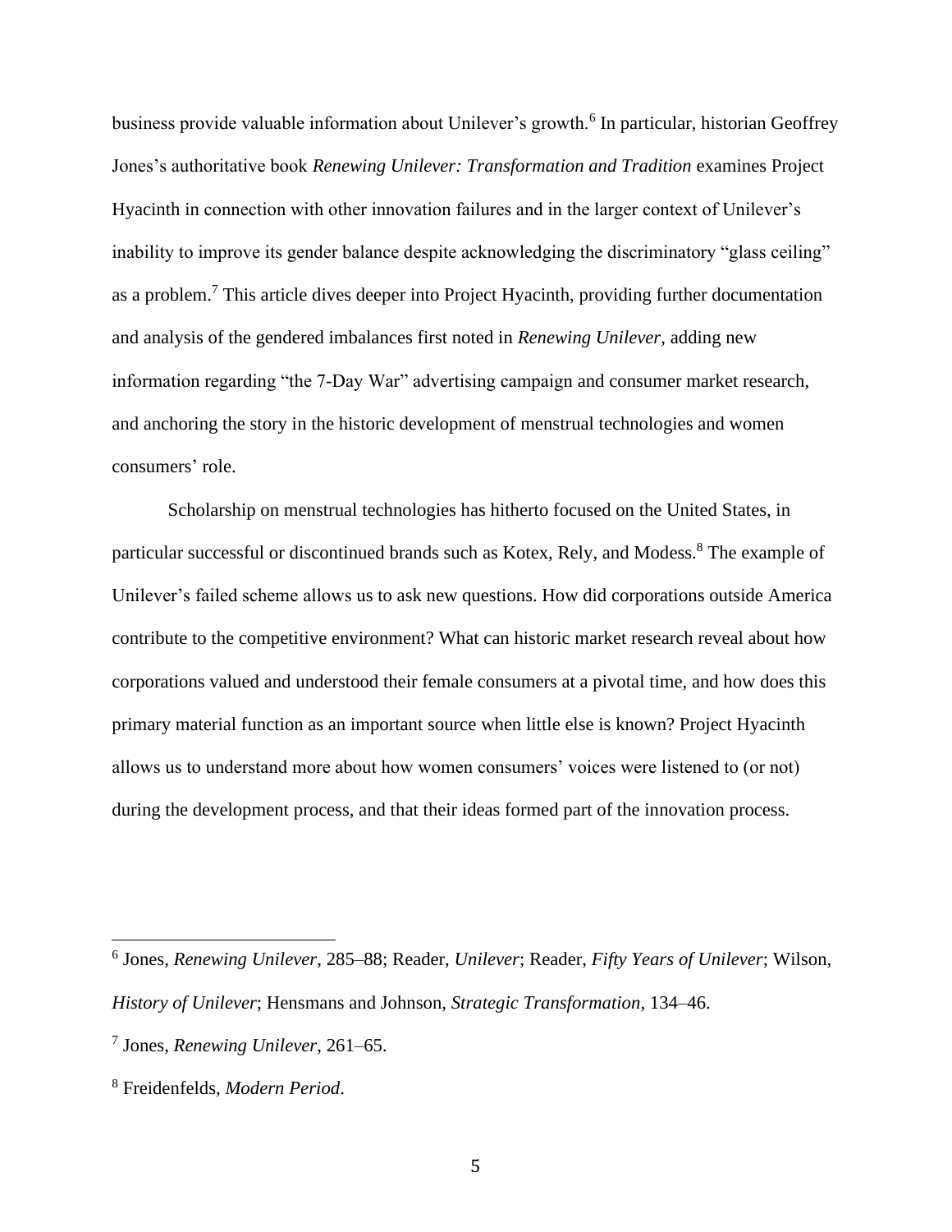business provide valuable information about Unilever's growth.[6] In particular, historian Geoffrey Jones's authoritative book *Renewing Unilever: Transformation and Tradition* examines Project Hyacinth in connection with other innovation failures and in the larger context of Unilever's inability to improve its gender balance despite acknowledging the discriminatory "glass ceiling" as a problem.[7] This article dives deeper into Project Hyacinth, providing further documentation and analysis of the gendered imbalances first noted in *Renewing Unilever*, adding new information regarding "the 7-Day War" advertising campaign and consumer market research, and anchoring the story in the historic development of menstrual technologies and women consumers' role.

Scholarship on menstrual technologies has hitherto focused on the United States, in particular successful or discontinued brands such as Kotex, Rely, and Modess.[8] The example of Unilever's failed scheme allows us to ask new questions. How did corporations outside America contribute to the competitive environment? What can historic market research reveal about how corporations valued and understood their female consumers at a pivotal time, and how does this primary material function as an important source when little else is known? Project Hyacinth allows us to understand more about how women consumers' voices were listened to (or not) during the development process, and that their ideas formed part of the innovation process.

---

[6] Jones, *Renewing Unilever*, 285–88; Reader, *Unilever*; Reader, *Fifty Years of Unilever*; Wilson, *History of Unilever*; Hensmans and Johnson, *Strategic Transformation*, 134–46.

[7] Jones, *Renewing Unilever*, 261–65.

[8] Freidenfelds, *Modern Period*.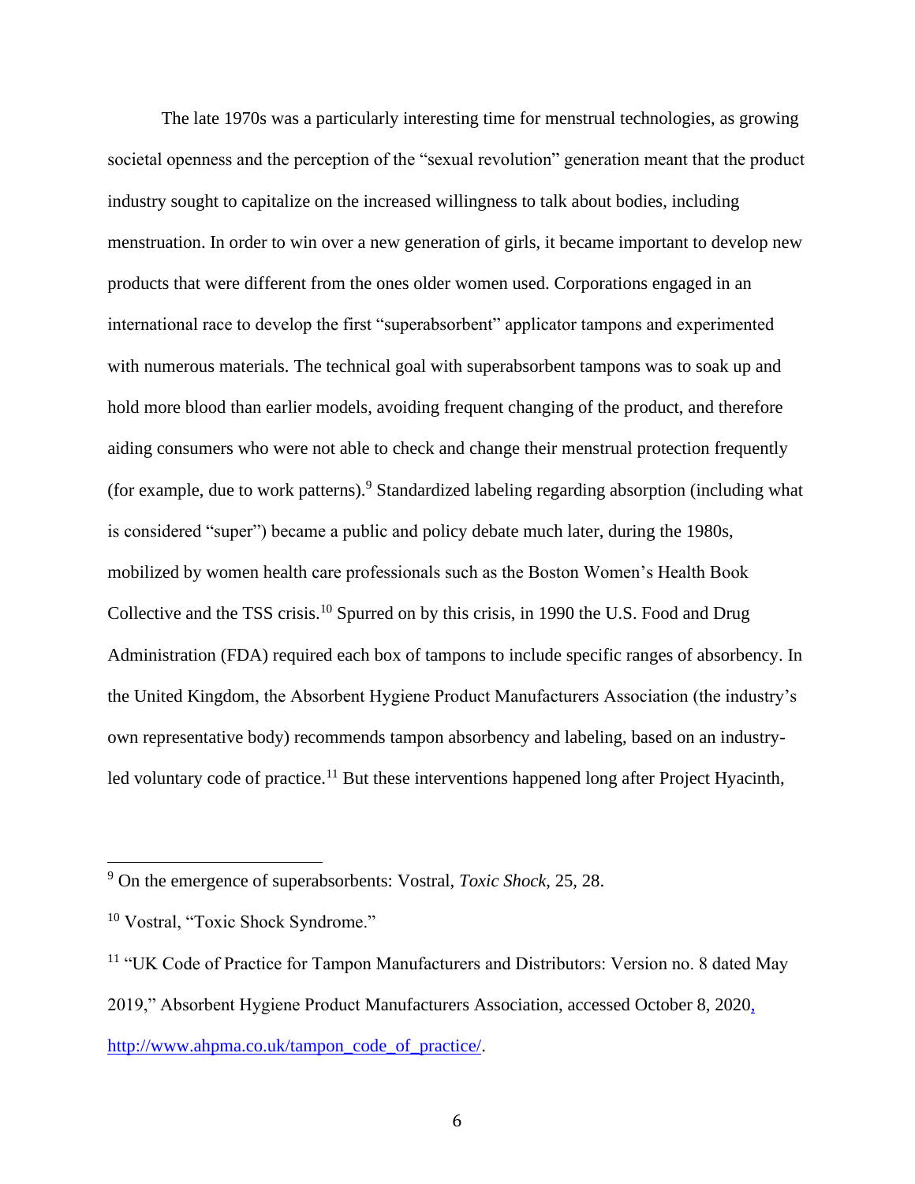The late 1970s was a particularly interesting time for menstrual technologies, as growing societal openness and the perception of the "sexual revolution" generation meant that the product industry sought to capitalize on the increased willingness to talk about bodies, including menstruation. In order to win over a new generation of girls, it became important to develop new products that were different from the ones older women used. Corporations engaged in an international race to develop the first "superabsorbent" applicator tampons and experimented with numerous materials. The technical goal with superabsorbent tampons was to soak up and hold more blood than earlier models, avoiding frequent changing of the product, and therefore aiding consumers who were not able to check and change their menstrual protection frequently (for example, due to work patterns).[9] Standardized labeling regarding absorption (including what is considered "super") became a public and policy debate much later, during the 1980s, mobilized by women health care professionals such as the Boston Women's Health Book Collective and the TSS crisis.[10] Spurred on by this crisis, in 1990 the U.S. Food and Drug Administration (FDA) required each box of tampons to include specific ranges of absorbency. In the United Kingdom, the Absorbent Hygiene Product Manufacturers Association (the industry's own representative body) recommends tampon absorbency and labeling, based on an industry-led voluntary code of practice.[11] But these interventions happened long after Project Hyacinth,

---

[9] On the emergence of superabsorbents: Vostral, *Toxic Shock*, 25, 28.

[10] Vostral, "Toxic Shock Syndrome."

[11] "UK Code of Practice for Tampon Manufacturers and Distributors: Version no. 8 dated May 2019," Absorbent Hygiene Product Manufacturers Association, accessed October 8, 2020, http://www.ahpma.co.uk/tampon_code_of_practice/.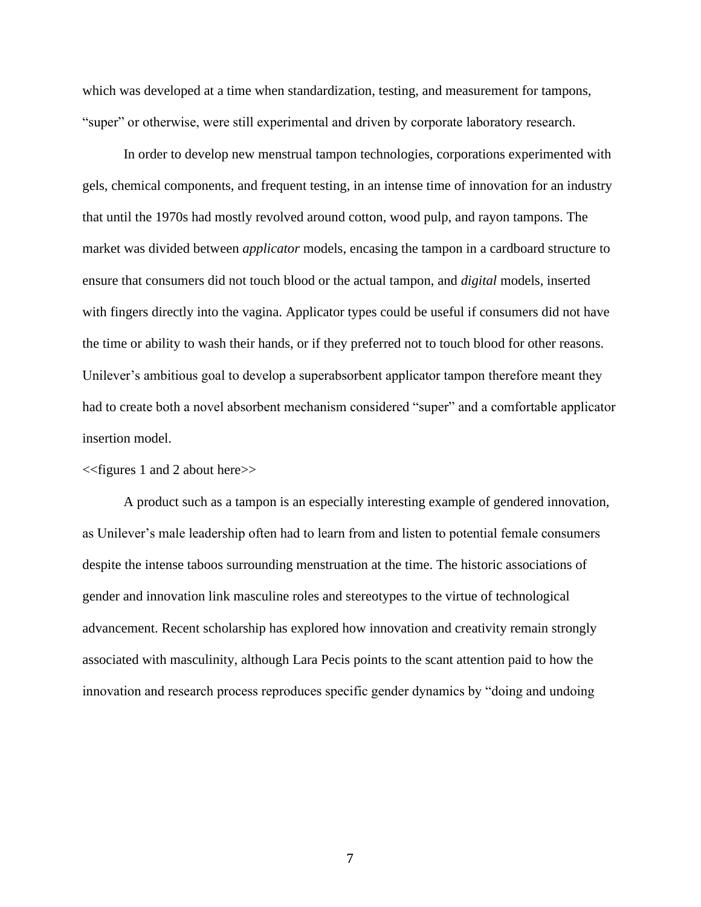which was developed at a time when standardization, testing, and measurement for tampons, "super" or otherwise, were still experimental and driven by corporate laboratory research.

In order to develop new menstrual tampon technologies, corporations experimented with gels, chemical components, and frequent testing, in an intense time of innovation for an industry that until the 1970s had mostly revolved around cotton, wood pulp, and rayon tampons. The market was divided between *applicator* models, encasing the tampon in a cardboard structure to ensure that consumers did not touch blood or the actual tampon, and *digital* models, inserted with fingers directly into the vagina. Applicator types could be useful if consumers did not have the time or ability to wash their hands, or if they preferred not to touch blood for other reasons. Unilever's ambitious goal to develop a superabsorbent applicator tampon therefore meant they had to create both a novel absorbent mechanism considered "super" and a comfortable applicator insertion model.

<<figures 1 and 2 about here>>

A product such as a tampon is an especially interesting example of gendered innovation, as Unilever's male leadership often had to learn from and listen to potential female consumers despite the intense taboos surrounding menstruation at the time. The historic associations of gender and innovation link masculine roles and stereotypes to the virtue of technological advancement. Recent scholarship has explored how innovation and creativity remain strongly associated with masculinity, although Lara Pecis points to the scant attention paid to how the innovation and research process reproduces specific gender dynamics by "doing and undoing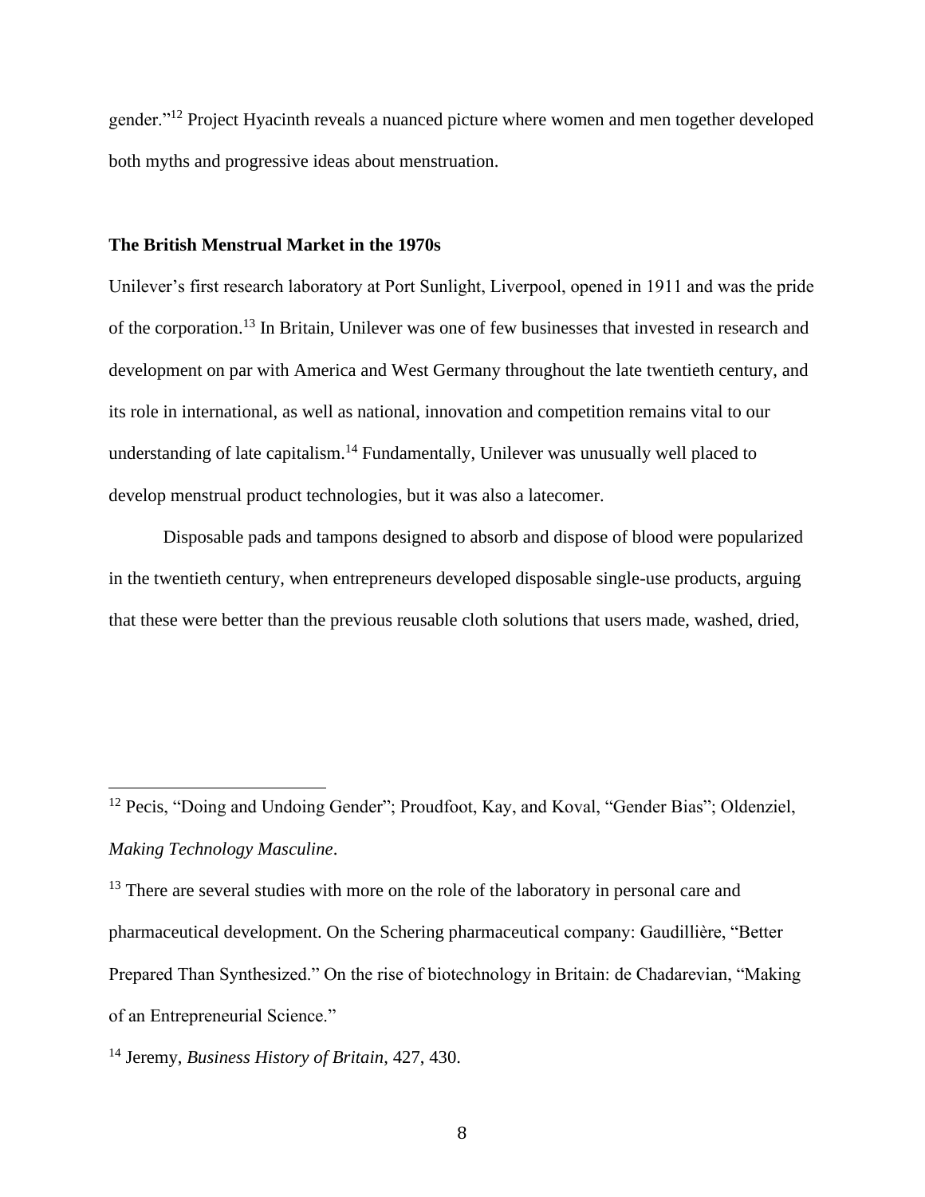gender."[12] Project Hyacinth reveals a nuanced picture where women and men together developed both myths and progressive ideas about menstruation.

## The British Menstrual Market in the 1970s

Unilever's first research laboratory at Port Sunlight, Liverpool, opened in 1911 and was the pride of the corporation.[13] In Britain, Unilever was one of few businesses that invested in research and development on par with America and West Germany throughout the late twentieth century, and its role in international, as well as national, innovation and competition remains vital to our understanding of late capitalism.[14] Fundamentally, Unilever was unusually well placed to develop menstrual product technologies, but it was also a latecomer.

Disposable pads and tampons designed to absorb and dispose of blood were popularized in the twentieth century, when entrepreneurs developed disposable single-use products, arguing that these were better than the previous reusable cloth solutions that users made, washed, dried,

---

[12] Pecis, "Doing and Undoing Gender"; Proudfoot, Kay, and Koval, "Gender Bias"; Oldenziel, *Making Technology Masculine*.

[13] There are several studies with more on the role of the laboratory in personal care and pharmaceutical development. On the Schering pharmaceutical company: Gaudillière, "Better Prepared Than Synthesized." On the rise of biotechnology in Britain: de Chadarevian, "Making of an Entrepreneurial Science."

[14] Jeremy, *Business History of Britain*, 427, 430.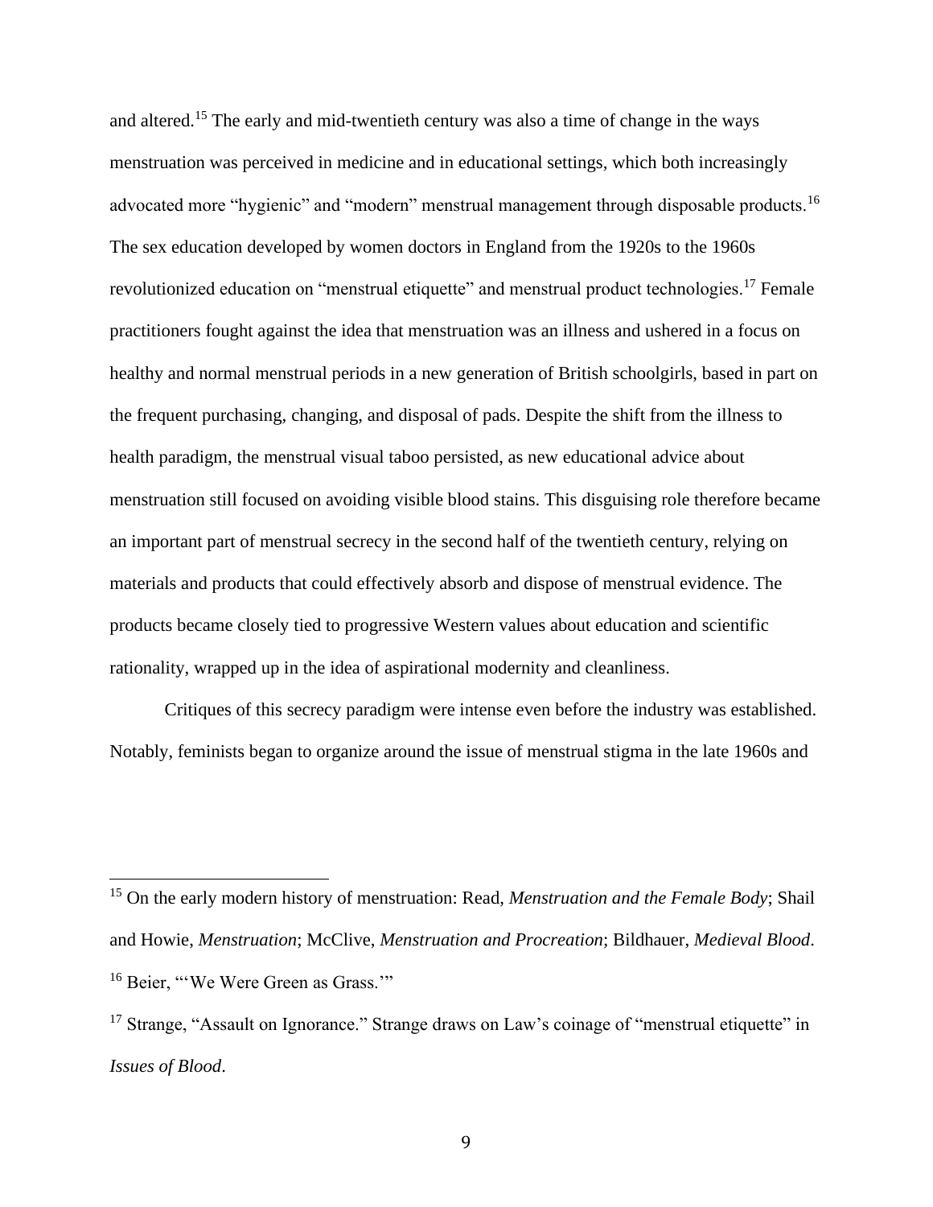and altered.[15] The early and mid-twentieth century was also a time of change in the ways menstruation was perceived in medicine and in educational settings, which both increasingly advocated more "hygienic" and "modern" menstrual management through disposable products.[16] The sex education developed by women doctors in England from the 1920s to the 1960s revolutionized education on "menstrual etiquette" and menstrual product technologies.[17] Female practitioners fought against the idea that menstruation was an illness and ushered in a focus on healthy and normal menstrual periods in a new generation of British schoolgirls, based in part on the frequent purchasing, changing, and disposal of pads. Despite the shift from the illness to health paradigm, the menstrual visual taboo persisted, as new educational advice about menstruation still focused on avoiding visible blood stains. This disguising role therefore became an important part of menstrual secrecy in the second half of the twentieth century, relying on materials and products that could effectively absorb and dispose of menstrual evidence. The products became closely tied to progressive Western values about education and scientific rationality, wrapped up in the idea of aspirational modernity and cleanliness.

Critiques of this secrecy paradigm were intense even before the industry was established. Notably, feminists began to organize around the issue of menstrual stigma in the late 1960s and

---

[15] On the early modern history of menstruation: Read, *Menstruation and the Female Body*; Shail and Howie, *Menstruation*; McClive, *Menstruation and Procreation*; Bildhauer, *Medieval Blood*.

[16] Beier, "'We Were Green as Grass.'"

[17] Strange, "Assault on Ignorance." Strange draws on Law's coinage of "menstrual etiquette" in *Issues of Blood*.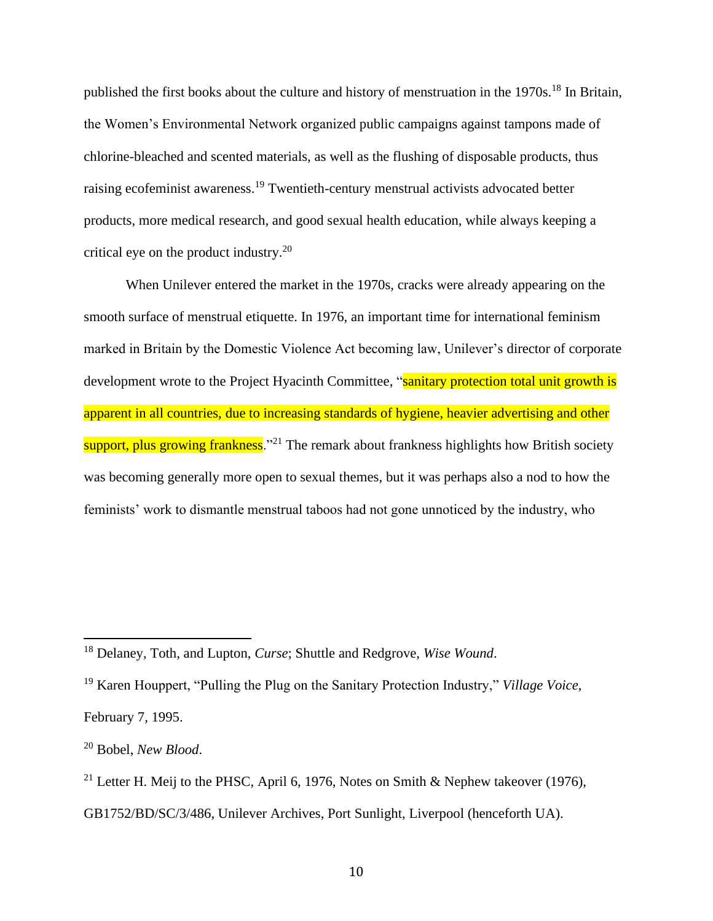published the first books about the culture and history of menstruation in the 1970s.[18] In Britain, the Women's Environmental Network organized public campaigns against tampons made of chlorine-bleached and scented materials, as well as the flushing of disposable products, thus raising ecofeminist awareness.[19] Twentieth-century menstrual activists advocated better products, more medical research, and good sexual health education, while always keeping a critical eye on the product industry.[20]

When Unilever entered the market in the 1970s, cracks were already appearing on the smooth surface of menstrual etiquette. In 1976, an important time for international feminism marked in Britain by the Domestic Violence Act becoming law, Unilever's director of corporate development wrote to the Project Hyacinth Committee, "sanitary protection total unit growth is apparent in all countries, due to increasing standards of hygiene, heavier advertising and other support, plus growing frankness."[21] The remark about frankness highlights how British society was becoming generally more open to sexual themes, but it was perhaps also a nod to how the feminists' work to dismantle menstrual taboos had not gone unnoticed by the industry, who

---

[18] Delaney, Toth, and Lupton, *Curse*; Shuttle and Redgrove, *Wise Wound*.

[19] Karen Houppert, "Pulling the Plug on the Sanitary Protection Industry," *Village Voice*, February 7, 1995.

[20] Bobel, *New Blood*.

[21] Letter H. Meij to the PHSC, April 6, 1976, Notes on Smith & Nephew takeover (1976), GB1752/BD/SC/3/486, Unilever Archives, Port Sunlight, Liverpool (henceforth UA).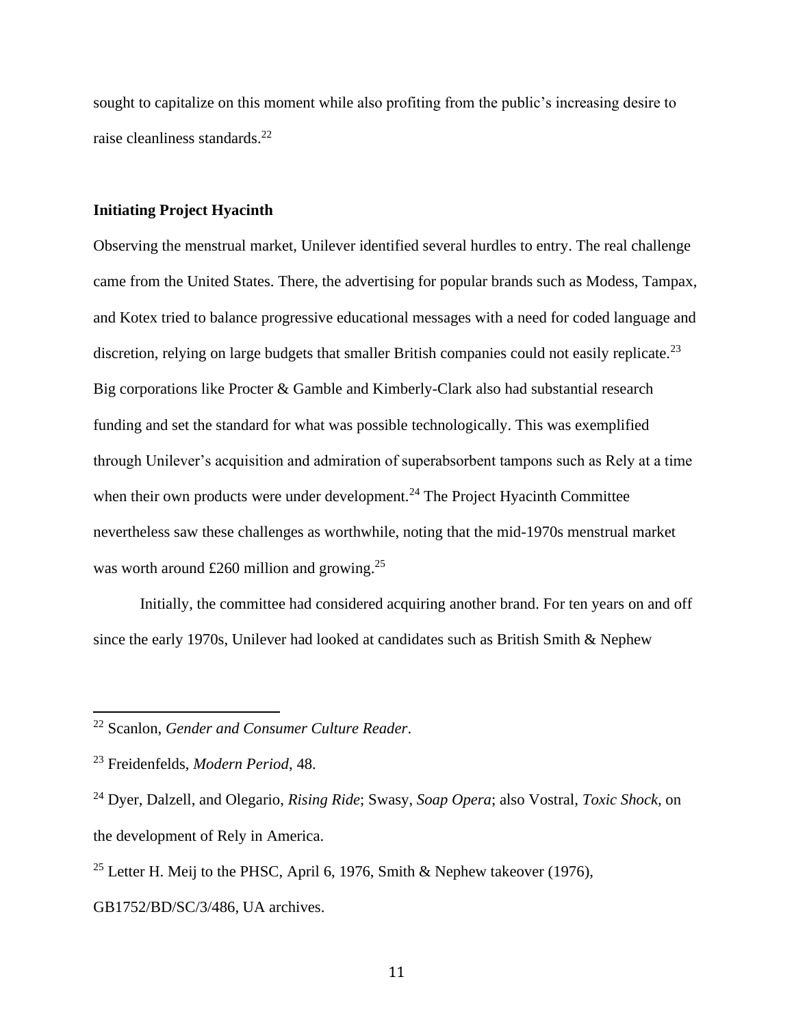sought to capitalize on this moment while also profiting from the public's increasing desire to raise cleanliness standards.[22]

## Initiating Project Hyacinth

Observing the menstrual market, Unilever identified several hurdles to entry. The real challenge came from the United States. There, the advertising for popular brands such as Modess, Tampax, and Kotex tried to balance progressive educational messages with a need for coded language and discretion, relying on large budgets that smaller British companies could not easily replicate.[23] Big corporations like Procter & Gamble and Kimberly-Clark also had substantial research funding and set the standard for what was possible technologically. This was exemplified through Unilever's acquisition and admiration of superabsorbent tampons such as Rely at a time when their own products were under development.[24] The Project Hyacinth Committee nevertheless saw these challenges as worthwhile, noting that the mid-1970s menstrual market was worth around £260 million and growing.[25]

Initially, the committee had considered acquiring another brand. For ten years on and off since the early 1970s, Unilever had looked at candidates such as British Smith & Nephew

---

[22] Scanlon, *Gender and Consumer Culture Reader*.

[23] Freidenfelds, *Modern Period*, 48.

[24] Dyer, Dalzell, and Olegario, *Rising Ride*; Swasy, *Soap Opera*; also Vostral, *Toxic Shock*, on the development of Rely in America.

[25] Letter H. Meij to the PHSC, April 6, 1976, Smith & Nephew takeover (1976), GB1752/BD/SC/3/486, UA archives.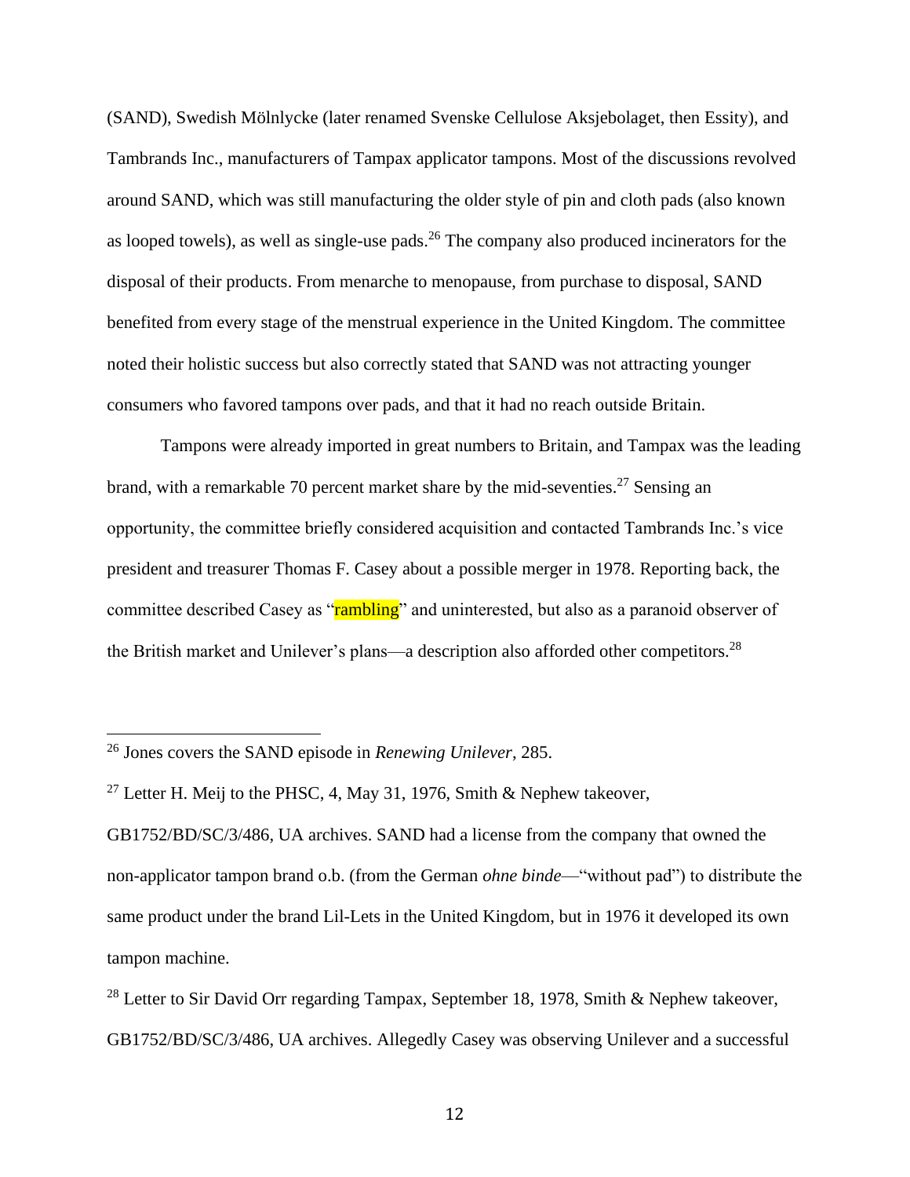(SAND), Swedish Mölnlycke (later renamed Svenske Cellulose Aksjebolaget, then Essity), and Tambrands Inc., manufacturers of Tampax applicator tampons. Most of the discussions revolved around SAND, which was still manufacturing the older style of pin and cloth pads (also known as looped towels), as well as single-use pads.[26] The company also produced incinerators for the disposal of their products. From menarche to menopause, from purchase to disposal, SAND benefited from every stage of the menstrual experience in the United Kingdom. The committee noted their holistic success but also correctly stated that SAND was not attracting younger consumers who favored tampons over pads, and that it had no reach outside Britain.

Tampons were already imported in great numbers to Britain, and Tampax was the leading brand, with a remarkable 70 percent market share by the mid-seventies.[27] Sensing an opportunity, the committee briefly considered acquisition and contacted Tambrands Inc.'s vice president and treasurer Thomas F. Casey about a possible merger in 1978. Reporting back, the committee described Casey as "rambling" and uninterested, but also as a paranoid observer of the British market and Unilever's plans—a description also afforded other competitors.[28]

---

[26] Jones covers the SAND episode in *Renewing Unilever*, 285.

[27] Letter H. Meij to the PHSC, 4, May 31, 1976, Smith & Nephew takeover, GB1752/BD/SC/3/486, UA archives. SAND had a license from the company that owned the non-applicator tampon brand o.b. (from the German *ohne binde*—"without pad") to distribute the same product under the brand Lil-Lets in the United Kingdom, but in 1976 it developed its own tampon machine.

[28] Letter to Sir David Orr regarding Tampax, September 18, 1978, Smith & Nephew takeover, GB1752/BD/SC/3/486, UA archives. Allegedly Casey was observing Unilever and a successful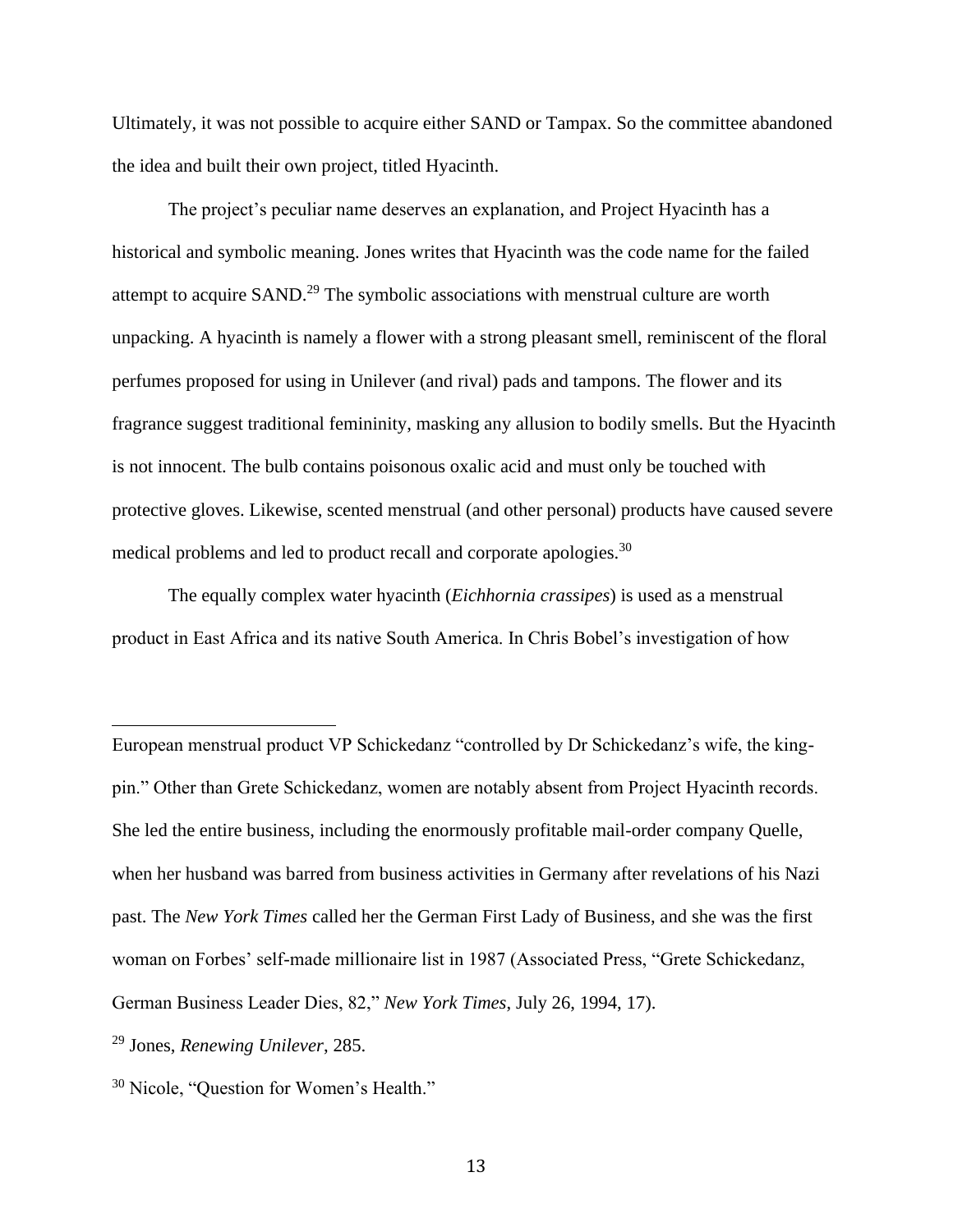Ultimately, it was not possible to acquire either SAND or Tampax. So the committee abandoned the idea and built their own project, titled Hyacinth.

The project's peculiar name deserves an explanation, and Project Hyacinth has a historical and symbolic meaning. Jones writes that Hyacinth was the code name for the failed attempt to acquire SAND.[29] The symbolic associations with menstrual culture are worth unpacking. A hyacinth is namely a flower with a strong pleasant smell, reminiscent of the floral perfumes proposed for using in Unilever (and rival) pads and tampons. The flower and its fragrance suggest traditional femininity, masking any allusion to bodily smells. But the Hyacinth is not innocent. The bulb contains poisonous oxalic acid and must only be touched with protective gloves. Likewise, scented menstrual (and other personal) products have caused severe medical problems and led to product recall and corporate apologies.[30]

The equally complex water hyacinth (*Eichhornia crassipes*) is used as a menstrual product in East Africa and its native South America. In Chris Bobel's investigation of how

---

European menstrual product VP Schickedanz "controlled by Dr Schickedanz's wife, the king-pin." Other than Grete Schickedanz, women are notably absent from Project Hyacinth records. She led the entire business, including the enormously profitable mail-order company Quelle, when her husband was barred from business activities in Germany after revelations of his Nazi past. The *New York Times* called her the German First Lady of Business, and she was the first woman on Forbes' self-made millionaire list in 1987 (Associated Press, "Grete Schickedanz, German Business Leader Dies, 82," *New York Times*, July 26, 1994, 17).

[29] Jones, *Renewing Unilever*, 285.

[30] Nicole, "Question for Women's Health."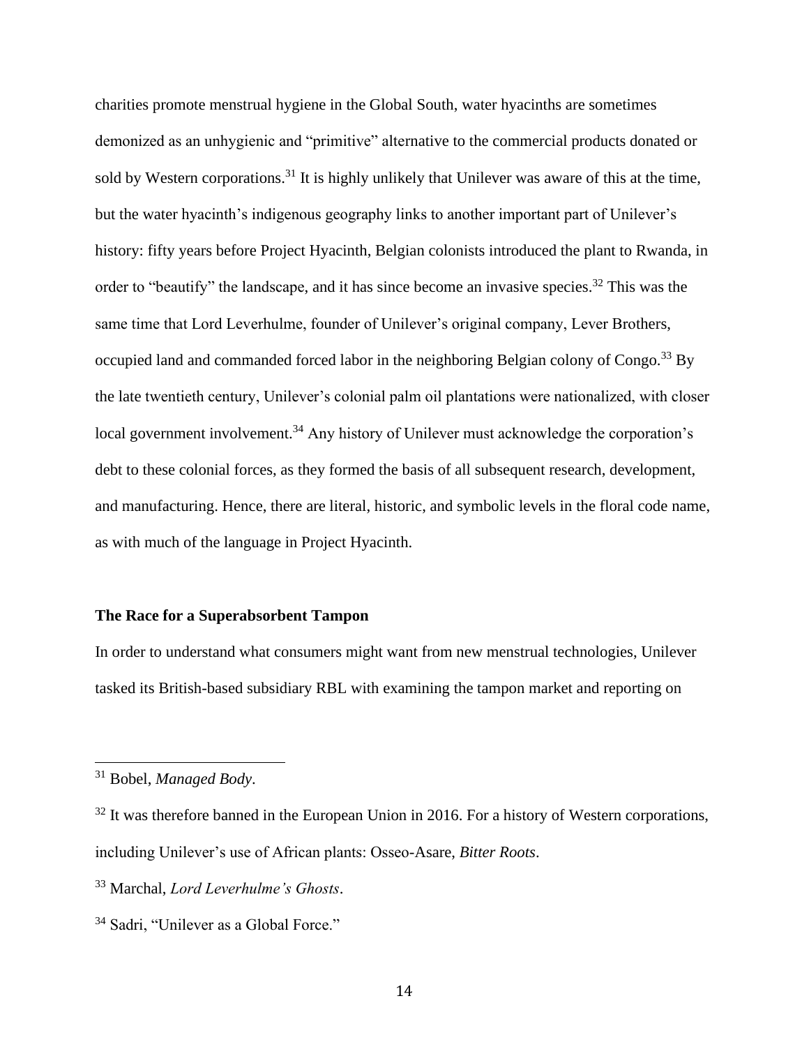charities promote menstrual hygiene in the Global South, water hyacinths are sometimes demonized as an unhygienic and "primitive" alternative to the commercial products donated or sold by Western corporations.[31] It is highly unlikely that Unilever was aware of this at the time, but the water hyacinth's indigenous geography links to another important part of Unilever's history: fifty years before Project Hyacinth, Belgian colonists introduced the plant to Rwanda, in order to "beautify" the landscape, and it has since become an invasive species.[32] This was the same time that Lord Leverhulme, founder of Unilever's original company, Lever Brothers, occupied land and commanded forced labor in the neighboring Belgian colony of Congo.[33] By the late twentieth century, Unilever's colonial palm oil plantations were nationalized, with closer local government involvement.[34] Any history of Unilever must acknowledge the corporation's debt to these colonial forces, as they formed the basis of all subsequent research, development, and manufacturing. Hence, there are literal, historic, and symbolic levels in the floral code name, as with much of the language in Project Hyacinth.

**The Race for a Superabsorbent Tampon**

In order to understand what consumers might want from new menstrual technologies, Unilever tasked its British-based subsidiary RBL with examining the tampon market and reporting on

---

[31] Bobel, *Managed Body*.

[32] It was therefore banned in the European Union in 2016. For a history of Western corporations, including Unilever's use of African plants: Osseo-Asare, *Bitter Roots*.

[33] Marchal, *Lord Leverhulme's Ghosts*.

[34] Sadri, "Unilever as a Global Force."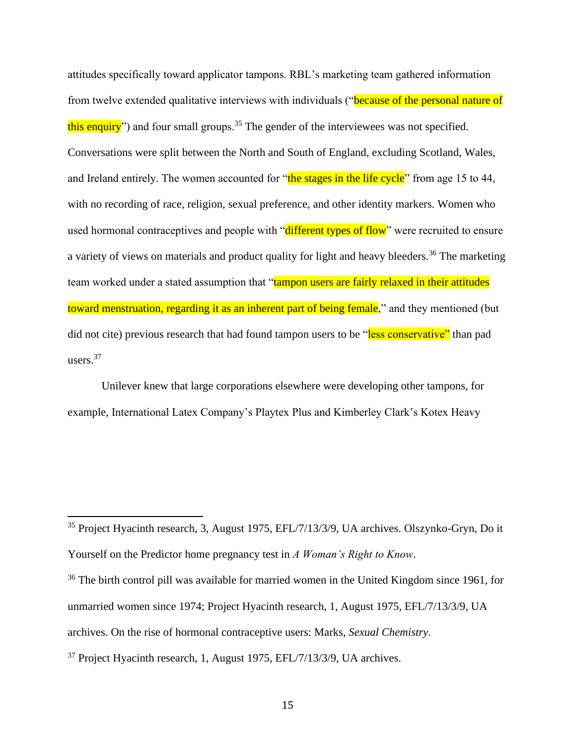attitudes specifically toward applicator tampons. RBL's marketing team gathered information from twelve extended qualitative interviews with individuals ("because of the personal nature of this enquiry") and four small groups.[35] The gender of the interviewees was not specified. Conversations were split between the North and South of England, excluding Scotland, Wales, and Ireland entirely. The women accounted for "the stages in the life cycle" from age 15 to 44, with no recording of race, religion, sexual preference, and other identity markers. Women who used hormonal contraceptives and people with "different types of flow" were recruited to ensure a variety of views on materials and product quality for light and heavy bleeders.[36] The marketing team worked under a stated assumption that "tampon users are fairly relaxed in their attitudes toward menstruation, regarding it as an inherent part of being female," and they mentioned (but did not cite) previous research that had found tampon users to be "less conservative" than pad users.[37]

Unilever knew that large corporations elsewhere were developing other tampons, for example, International Latex Company's Playtex Plus and Kimberley Clark's Kotex Heavy

---

[35] Project Hyacinth research, 3, August 1975, EFL/7/13/3/9, UA archives. Olszynko-Gryn, Do it Yourself on the Predictor home pregnancy test in *A Woman's Right to Know*.

[36] The birth control pill was available for married women in the United Kingdom since 1961, for unmarried women since 1974; Project Hyacinth research, 1, August 1975, EFL/7/13/3/9, UA archives. On the rise of hormonal contraceptive users: Marks, *Sexual Chemistry*.

[37] Project Hyacinth research, 1, August 1975, EFL/7/13/3/9, UA archives.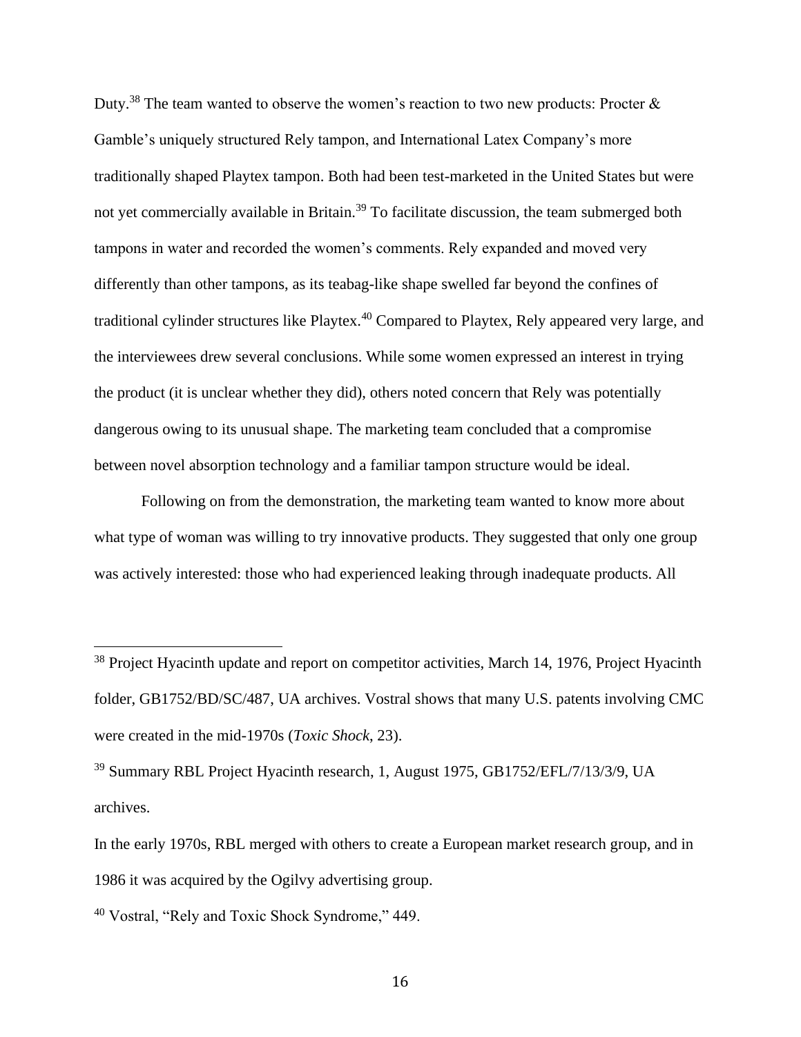Duty.[38] The team wanted to observe the women's reaction to two new products: Procter & Gamble's uniquely structured Rely tampon, and International Latex Company's more traditionally shaped Playtex tampon. Both had been test-marketed in the United States but were not yet commercially available in Britain.[39] To facilitate discussion, the team submerged both tampons in water and recorded the women's comments. Rely expanded and moved very differently than other tampons, as its teabag-like shape swelled far beyond the confines of traditional cylinder structures like Playtex.[40] Compared to Playtex, Rely appeared very large, and the interviewees drew several conclusions. While some women expressed an interest in trying the product (it is unclear whether they did), others noted concern that Rely was potentially dangerous owing to its unusual shape. The marketing team concluded that a compromise between novel absorption technology and a familiar tampon structure would be ideal.

Following on from the demonstration, the marketing team wanted to know more about what type of woman was willing to try innovative products. They suggested that only one group was actively interested: those who had experienced leaking through inadequate products. All

---

[38] Project Hyacinth update and report on competitor activities, March 14, 1976, Project Hyacinth folder, GB1752/BD/SC/487, UA archives. Vostral shows that many U.S. patents involving CMC were created in the mid-1970s (*Toxic Shock*, 23).

[39] Summary RBL Project Hyacinth research, 1, August 1975, GB1752/EFL/7/13/3/9, UA archives.

In the early 1970s, RBL merged with others to create a European market research group, and in 1986 it was acquired by the Ogilvy advertising group.

[40] Vostral, "Rely and Toxic Shock Syndrome," 449.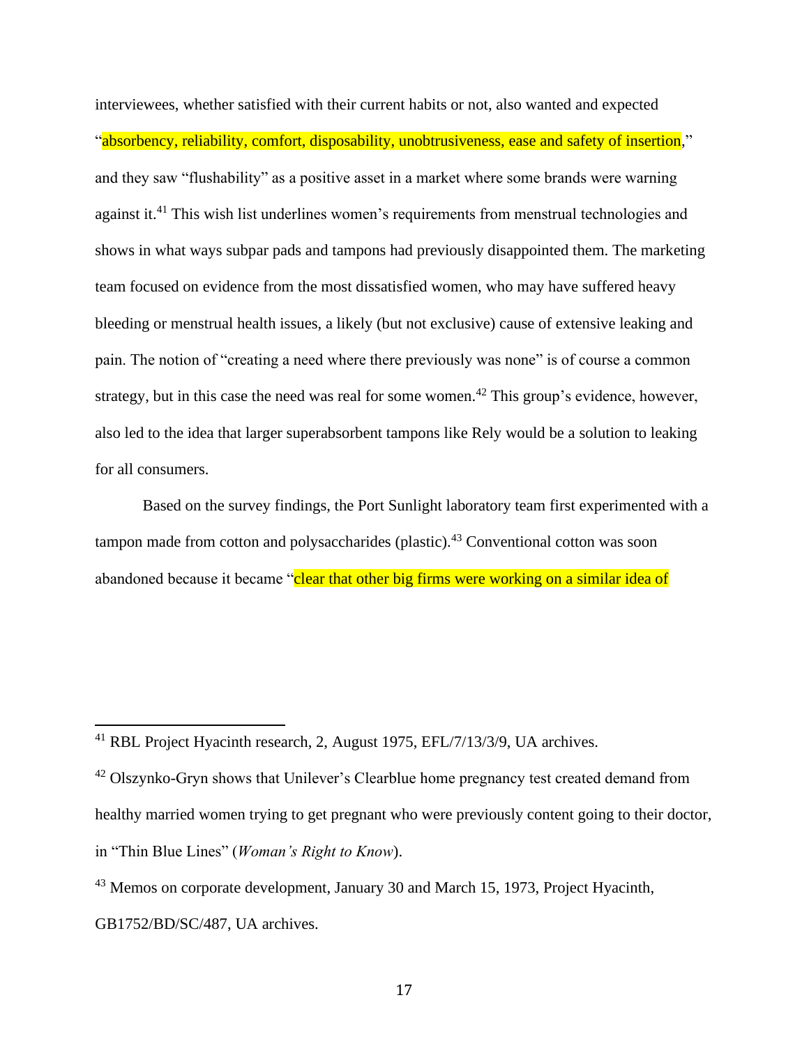interviewees, whether satisfied with their current habits or not, also wanted and expected "absorbency, reliability, comfort, disposability, unobtrusiveness, ease and safety of insertion," and they saw "flushability" as a positive asset in a market where some brands were warning against it.[41] This wish list underlines women's requirements from menstrual technologies and shows in what ways subpar pads and tampons had previously disappointed them. The marketing team focused on evidence from the most dissatisfied women, who may have suffered heavy bleeding or menstrual health issues, a likely (but not exclusive) cause of extensive leaking and pain. The notion of "creating a need where there previously was none" is of course a common strategy, but in this case the need was real for some women.[42] This group's evidence, however, also led to the idea that larger superabsorbent tampons like Rely would be a solution to leaking for all consumers.

Based on the survey findings, the Port Sunlight laboratory team first experimented with a tampon made from cotton and polysaccharides (plastic).[43] Conventional cotton was soon abandoned because it became "clear that other big firms were working on a similar idea of

---

[41] RBL Project Hyacinth research, 2, August 1975, EFL/7/13/3/9, UA archives.

[42] Olszynko-Gryn shows that Unilever's Clearblue home pregnancy test created demand from healthy married women trying to get pregnant who were previously content going to their doctor, in "Thin Blue Lines" (*Woman's Right to Know*).

[43] Memos on corporate development, January 30 and March 15, 1973, Project Hyacinth, GB1752/BD/SC/487, UA archives.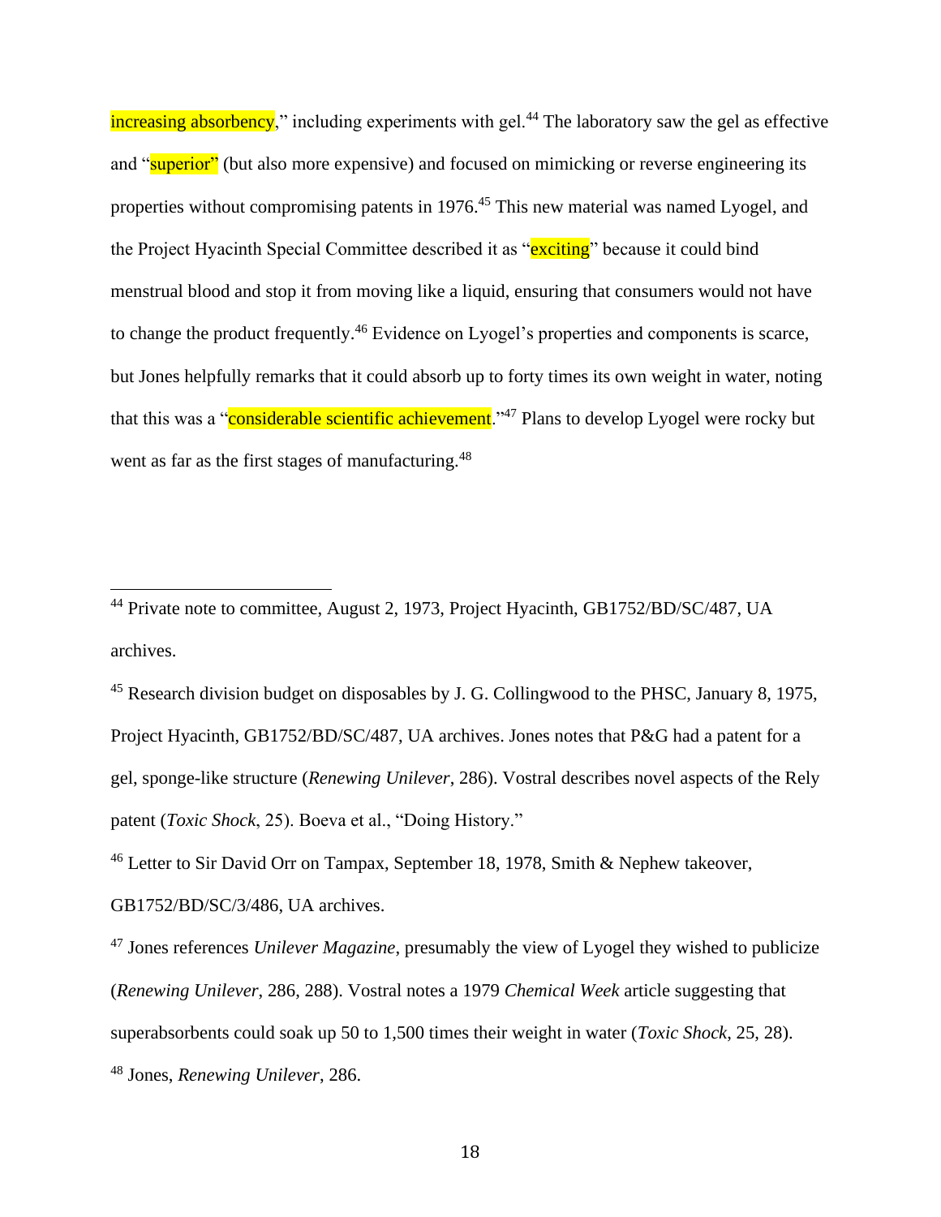increasing absorbency," including experiments with gel.[44] The laboratory saw the gel as effective and "superior" (but also more expensive) and focused on mimicking or reverse engineering its properties without compromising patents in 1976.[45] This new material was named Lyogel, and the Project Hyacinth Special Committee described it as "exciting" because it could bind menstrual blood and stop it from moving like a liquid, ensuring that consumers would not have to change the product frequently.[46] Evidence on Lyogel's properties and components is scarce, but Jones helpfully remarks that it could absorb up to forty times its own weight in water, noting that this was a "considerable scientific achievement."[47] Plans to develop Lyogel were rocky but went as far as the first stages of manufacturing.[48]

---

[44] Private note to committee, August 2, 1973, Project Hyacinth, GB1752/BD/SC/487, UA archives.

[45] Research division budget on disposables by J. G. Collingwood to the PHSC, January 8, 1975, Project Hyacinth, GB1752/BD/SC/487, UA archives. Jones notes that P&G had a patent for a gel, sponge-like structure (*Renewing Unilever*, 286). Vostral describes novel aspects of the Rely patent (*Toxic Shock*, 25). Boeva et al., "Doing History."

[46] Letter to Sir David Orr on Tampax, September 18, 1978, Smith & Nephew takeover, GB1752/BD/SC/3/486, UA archives.

[47] Jones references *Unilever Magazine*, presumably the view of Lyogel they wished to publicize (*Renewing Unilever*, 286, 288). Vostral notes a 1979 *Chemical Week* article suggesting that superabsorbents could soak up 50 to 1,500 times their weight in water (*Toxic Shock*, 25, 28).

[48] Jones, *Renewing Unilever*, 286.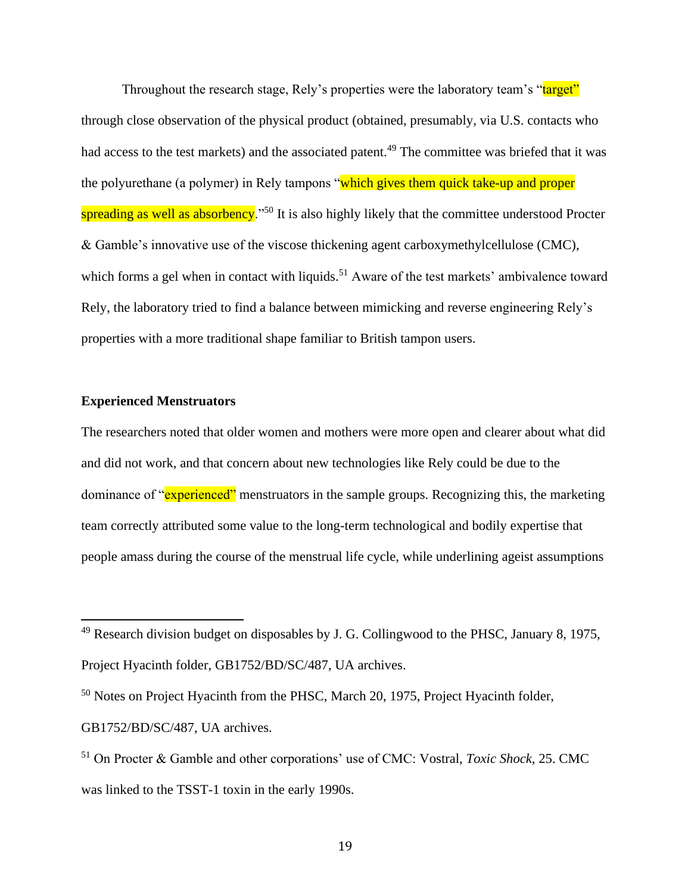Throughout the research stage, Rely's properties were the laboratory team's "target" through close observation of the physical product (obtained, presumably, via U.S. contacts who had access to the test markets) and the associated patent.[49] The committee was briefed that it was the polyurethane (a polymer) in Rely tampons "which gives them quick take-up and proper spreading as well as absorbency."[50] It is also highly likely that the committee understood Procter & Gamble's innovative use of the viscose thickening agent carboxymethylcellulose (CMC), which forms a gel when in contact with liquids.[51] Aware of the test markets' ambivalence toward Rely, the laboratory tried to find a balance between mimicking and reverse engineering Rely's properties with a more traditional shape familiar to British tampon users.

**Experienced Menstruators**

The researchers noted that older women and mothers were more open and clearer about what did and did not work, and that concern about new technologies like Rely could be due to the dominance of "experienced" menstruators in the sample groups. Recognizing this, the marketing team correctly attributed some value to the long-term technological and bodily expertise that people amass during the course of the menstrual life cycle, while underlining ageist assumptions

---

[49] Research division budget on disposables by J. G. Collingwood to the PHSC, January 8, 1975, Project Hyacinth folder, GB1752/BD/SC/487, UA archives.

[50] Notes on Project Hyacinth from the PHSC, March 20, 1975, Project Hyacinth folder, GB1752/BD/SC/487, UA archives.

[51] On Procter & Gamble and other corporations' use of CMC: Vostral, *Toxic Shock*, 25. CMC was linked to the TSST-1 toxin in the early 1990s.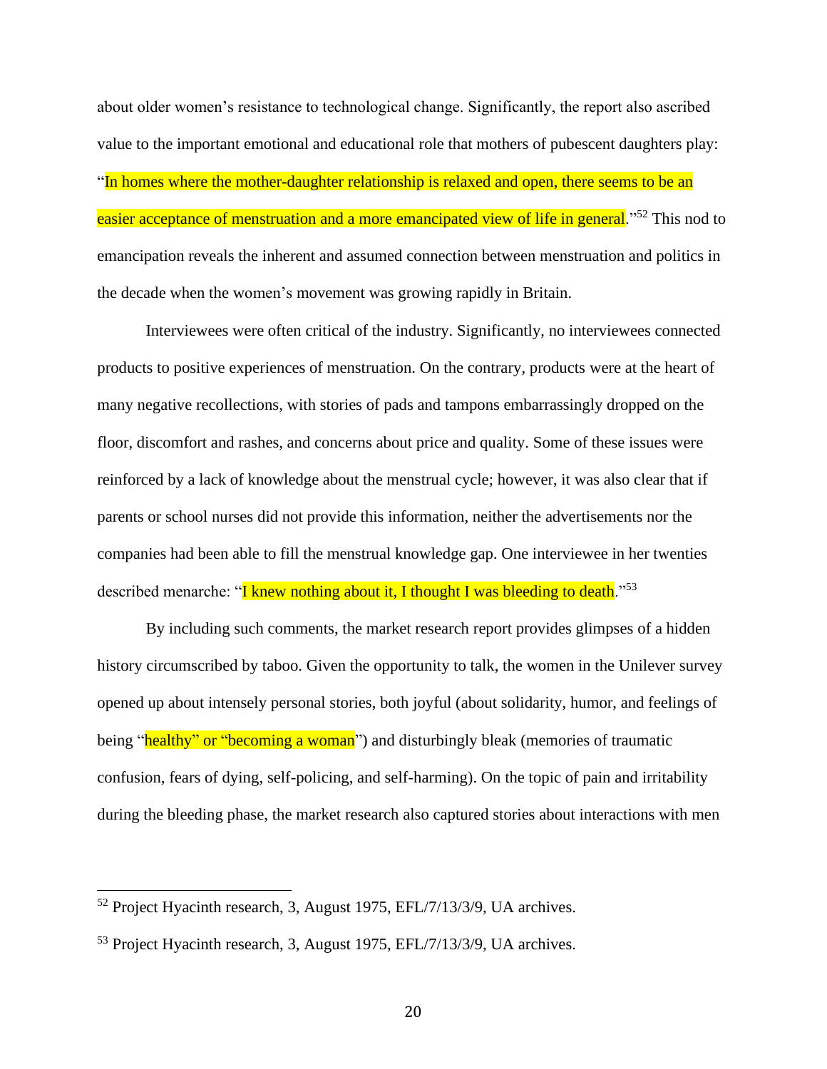about older women's resistance to technological change. Significantly, the report also ascribed value to the important emotional and educational role that mothers of pubescent daughters play: "In homes where the mother-daughter relationship is relaxed and open, there seems to be an easier acceptance of menstruation and a more emancipated view of life in general."[52] This nod to emancipation reveals the inherent and assumed connection between menstruation and politics in the decade when the women's movement was growing rapidly in Britain.

Interviewees were often critical of the industry. Significantly, no interviewees connected products to positive experiences of menstruation. On the contrary, products were at the heart of many negative recollections, with stories of pads and tampons embarrassingly dropped on the floor, discomfort and rashes, and concerns about price and quality. Some of these issues were reinforced by a lack of knowledge about the menstrual cycle; however, it was also clear that if parents or school nurses did not provide this information, neither the advertisements nor the companies had been able to fill the menstrual knowledge gap. One interviewee in her twenties described menarche: "I knew nothing about it, I thought I was bleeding to death."[53]

By including such comments, the market research report provides glimpses of a hidden history circumscribed by taboo. Given the opportunity to talk, the women in the Unilever survey opened up about intensely personal stories, both joyful (about solidarity, humor, and feelings of being "healthy" or "becoming a woman") and disturbingly bleak (memories of traumatic confusion, fears of dying, self-policing, and self-harming). On the topic of pain and irritability during the bleeding phase, the market research also captured stories about interactions with men

---

[52] Project Hyacinth research, 3, August 1975, EFL/7/13/3/9, UA archives.

[53] Project Hyacinth research, 3, August 1975, EFL/7/13/3/9, UA archives.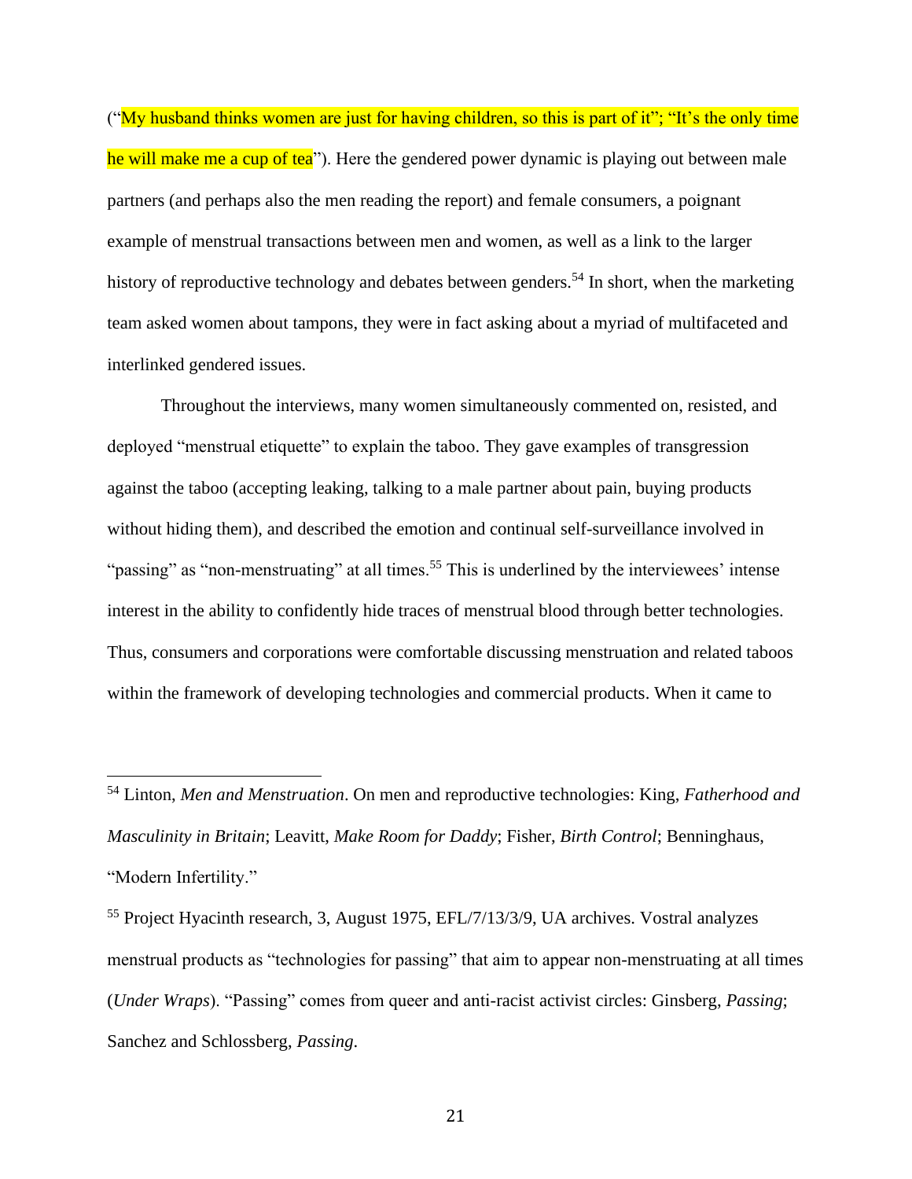("My husband thinks women are just for having children, so this is part of it"; "It's the only time he will make me a cup of tea"). Here the gendered power dynamic is playing out between male partners (and perhaps also the men reading the report) and female consumers, a poignant example of menstrual transactions between men and women, as well as a link to the larger history of reproductive technology and debates between genders.[54] In short, when the marketing team asked women about tampons, they were in fact asking about a myriad of multifaceted and interlinked gendered issues.

Throughout the interviews, many women simultaneously commented on, resisted, and deployed "menstrual etiquette" to explain the taboo. They gave examples of transgression against the taboo (accepting leaking, talking to a male partner about pain, buying products without hiding them), and described the emotion and continual self-surveillance involved in "passing" as "non-menstruating" at all times.[55] This is underlined by the interviewees' intense interest in the ability to confidently hide traces of menstrual blood through better technologies. Thus, consumers and corporations were comfortable discussing menstruation and related taboos within the framework of developing technologies and commercial products. When it came to

---

[54] Linton, *Men and Menstruation*. On men and reproductive technologies: King, *Fatherhood and Masculinity in Britain*; Leavitt, *Make Room for Daddy*; Fisher, *Birth Control*; Benninghaus, "Modern Infertility."

[55] Project Hyacinth research, 3, August 1975, EFL/7/13/3/9, UA archives. Vostral analyzes menstrual products as "technologies for passing" that aim to appear non-menstruating at all times (*Under Wraps*). "Passing" comes from queer and anti-racist activist circles: Ginsberg, *Passing*; Sanchez and Schlossberg, *Passing*.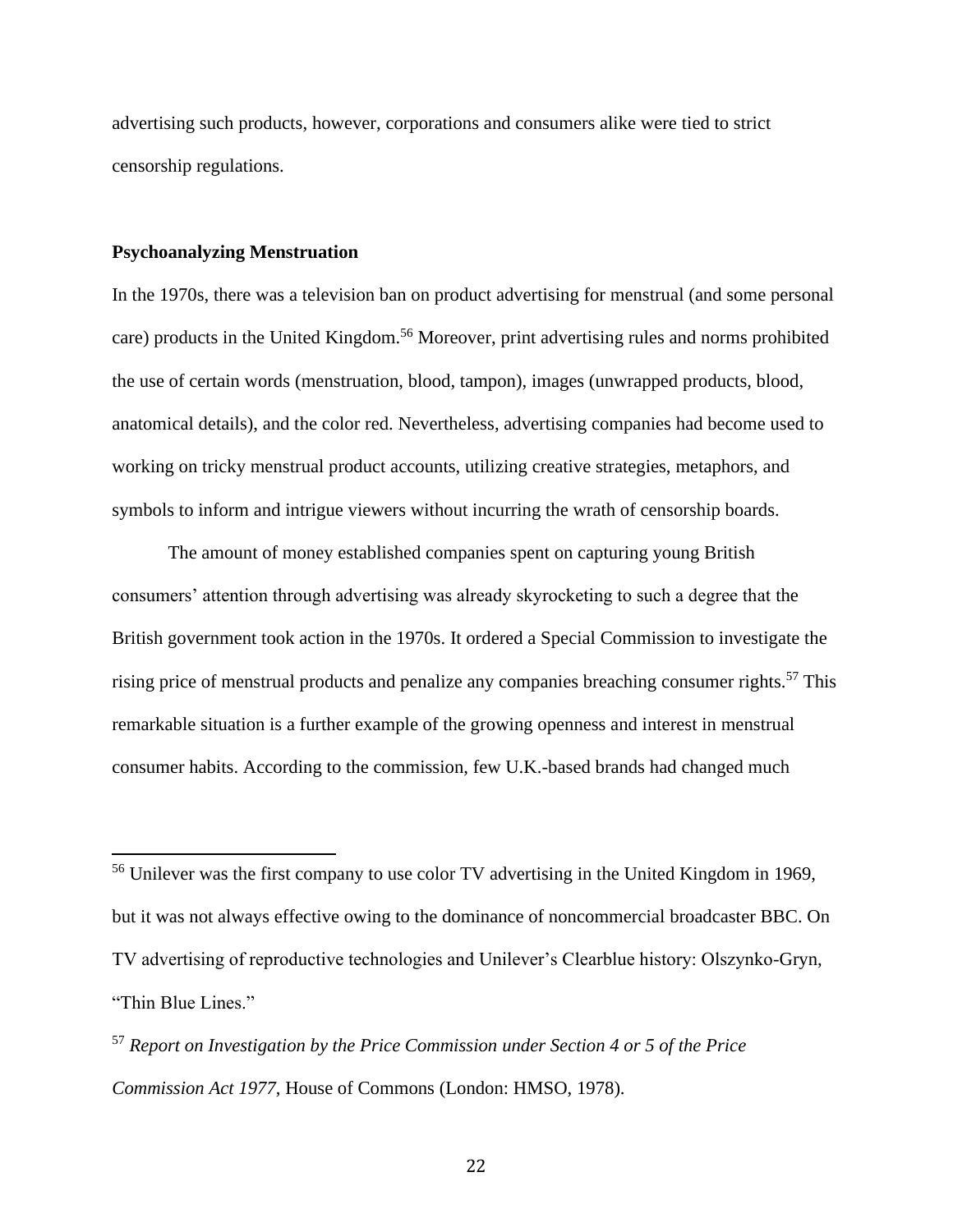advertising such products, however, corporations and consumers alike were tied to strict censorship regulations.

### Psychoanalyzing Menstruation

In the 1970s, there was a television ban on product advertising for menstrual (and some personal care) products in the United Kingdom.[56] Moreover, print advertising rules and norms prohibited the use of certain words (menstruation, blood, tampon), images (unwrapped products, blood, anatomical details), and the color red. Nevertheless, advertising companies had become used to working on tricky menstrual product accounts, utilizing creative strategies, metaphors, and symbols to inform and intrigue viewers without incurring the wrath of censorship boards.

The amount of money established companies spent on capturing young British consumers' attention through advertising was already skyrocketing to such a degree that the British government took action in the 1970s. It ordered a Special Commission to investigate the rising price of menstrual products and penalize any companies breaching consumer rights.[57] This remarkable situation is a further example of the growing openness and interest in menstrual consumer habits. According to the commission, few U.K.-based brands had changed much

---

[56] Unilever was the first company to use color TV advertising in the United Kingdom in 1969, but it was not always effective owing to the dominance of noncommercial broadcaster BBC. On TV advertising of reproductive technologies and Unilever's Clearblue history: Olszynko-Gryn, "Thin Blue Lines."

[57] *Report on Investigation by the Price Commission under Section 4 or 5 of the Price Commission Act 1977*, House of Commons (London: HMSO, 1978).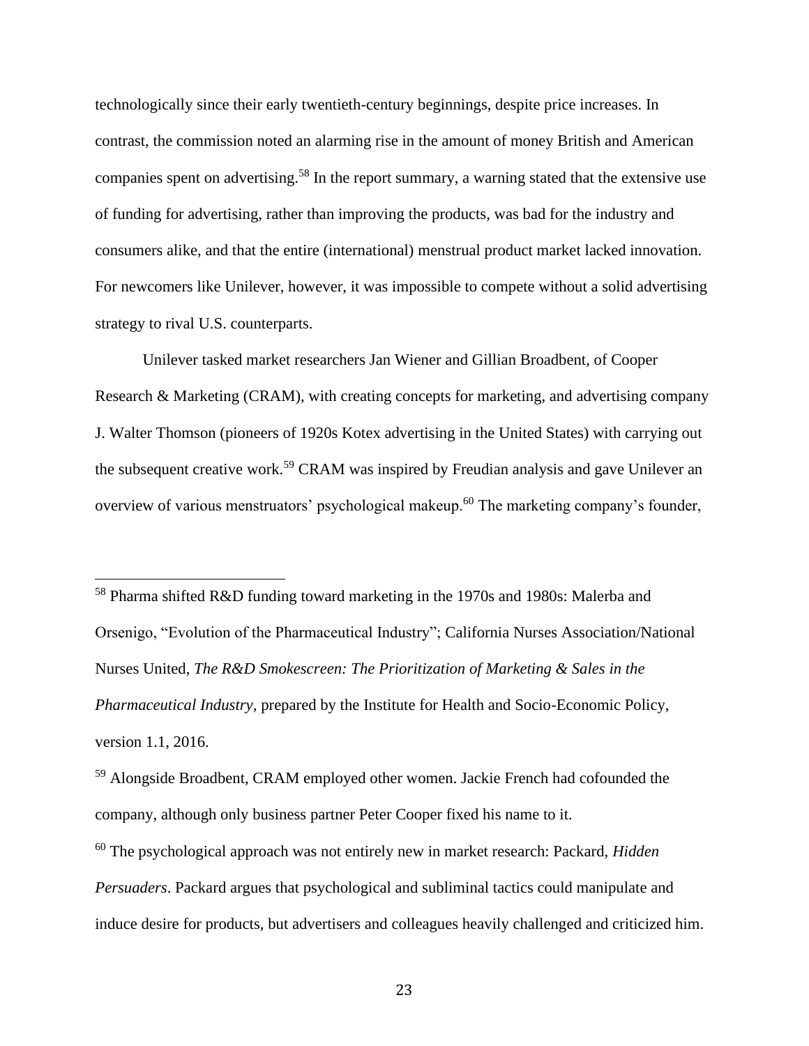technologically since their early twentieth-century beginnings, despite price increases. In contrast, the commission noted an alarming rise in the amount of money British and American companies spent on advertising.[58] In the report summary, a warning stated that the extensive use of funding for advertising, rather than improving the products, was bad for the industry and consumers alike, and that the entire (international) menstrual product market lacked innovation. For newcomers like Unilever, however, it was impossible to compete without a solid advertising strategy to rival U.S. counterparts.

Unilever tasked market researchers Jan Wiener and Gillian Broadbent, of Cooper Research & Marketing (CRAM), with creating concepts for marketing, and advertising company J. Walter Thomson (pioneers of 1920s Kotex advertising in the United States) with carrying out the subsequent creative work.[59] CRAM was inspired by Freudian analysis and gave Unilever an overview of various menstruators' psychological makeup.[60] The marketing company's founder,

---

[58] Pharma shifted R&D funding toward marketing in the 1970s and 1980s: Malerba and Orsenigo, "Evolution of the Pharmaceutical Industry"; California Nurses Association/National Nurses United, *The R&D Smokescreen: The Prioritization of Marketing & Sales in the Pharmaceutical Industry*, prepared by the Institute for Health and Socio-Economic Policy, version 1.1, 2016.

[59] Alongside Broadbent, CRAM employed other women. Jackie French had cofounded the company, although only business partner Peter Cooper fixed his name to it.

[60] The psychological approach was not entirely new in market research: Packard, *Hidden Persuaders*. Packard argues that psychological and subliminal tactics could manipulate and induce desire for products, but advertisers and colleagues heavily challenged and criticized him.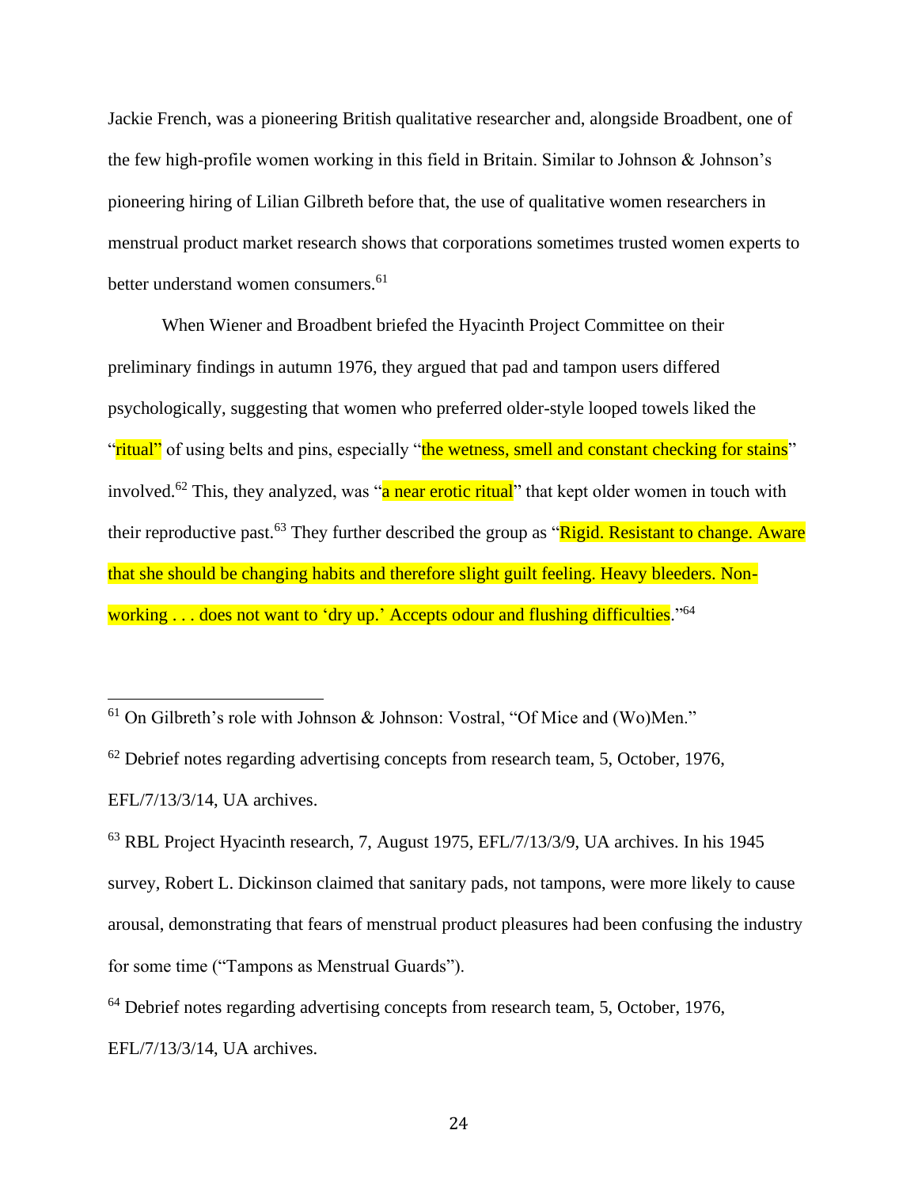Jackie French, was a pioneering British qualitative researcher and, alongside Broadbent, one of the few high-profile women working in this field in Britain. Similar to Johnson & Johnson's pioneering hiring of Lilian Gilbreth before that, the use of qualitative women researchers in menstrual product market research shows that corporations sometimes trusted women experts to better understand women consumers.[61]

When Wiener and Broadbent briefed the Hyacinth Project Committee on their preliminary findings in autumn 1976, they argued that pad and tampon users differed psychologically, suggesting that women who preferred older-style looped towels liked the "ritual" of using belts and pins, especially "the wetness, smell and constant checking for stains" involved.[62] This, they analyzed, was "a near erotic ritual" that kept older women in touch with their reproductive past.[63] They further described the group as "Rigid. Resistant to change. Aware that she should be changing habits and therefore slight guilt feeling. Heavy bleeders. Non-working . . . does not want to 'dry up.' Accepts odour and flushing difficulties."[64]

---

[61] On Gilbreth's role with Johnson & Johnson: Vostral, "Of Mice and (Wo)Men."

[62] Debrief notes regarding advertising concepts from research team, 5, October, 1976, EFL/7/13/3/14, UA archives.

[63] RBL Project Hyacinth research, 7, August 1975, EFL/7/13/3/9, UA archives. In his 1945 survey, Robert L. Dickinson claimed that sanitary pads, not tampons, were more likely to cause arousal, demonstrating that fears of menstrual product pleasures had been confusing the industry for some time ("Tampons as Menstrual Guards").

[64] Debrief notes regarding advertising concepts from research team, 5, October, 1976, EFL/7/13/3/14, UA archives.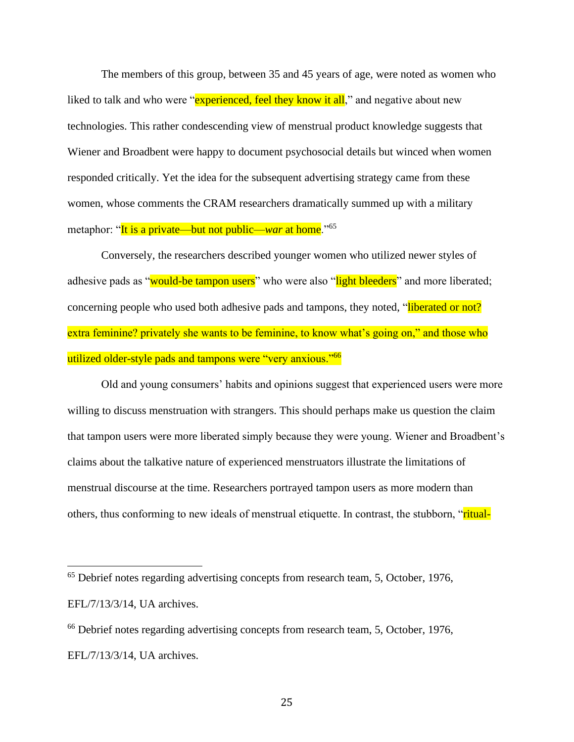The members of this group, between 35 and 45 years of age, were noted as women who liked to talk and who were "experienced, feel they know it all," and negative about new technologies. This rather condescending view of menstrual product knowledge suggests that Wiener and Broadbent were happy to document psychosocial details but winced when women responded critically. Yet the idea for the subsequent advertising strategy came from these women, whose comments the CRAM researchers dramatically summed up with a military metaphor: "It is a private—but not public—*war* at home."[65]

Conversely, the researchers described younger women who utilized newer styles of adhesive pads as "would-be tampon users" who were also "light bleeders" and more liberated; concerning people who used both adhesive pads and tampons, they noted, "liberated or not? extra feminine? privately she wants to be feminine, to know what's going on," and those who utilized older-style pads and tampons were "very anxious."[66]

Old and young consumers' habits and opinions suggest that experienced users were more willing to discuss menstruation with strangers. This should perhaps make us question the claim that tampon users were more liberated simply because they were young. Wiener and Broadbent's claims about the talkative nature of experienced menstruators illustrate the limitations of menstrual discourse at the time. Researchers portrayed tampon users as more modern than others, thus conforming to new ideals of menstrual etiquette. In contrast, the stubborn, "ritual-

---

[65] Debrief notes regarding advertising concepts from research team, 5, October, 1976, EFL/7/13/3/14, UA archives.

[66] Debrief notes regarding advertising concepts from research team, 5, October, 1976, EFL/7/13/3/14, UA archives.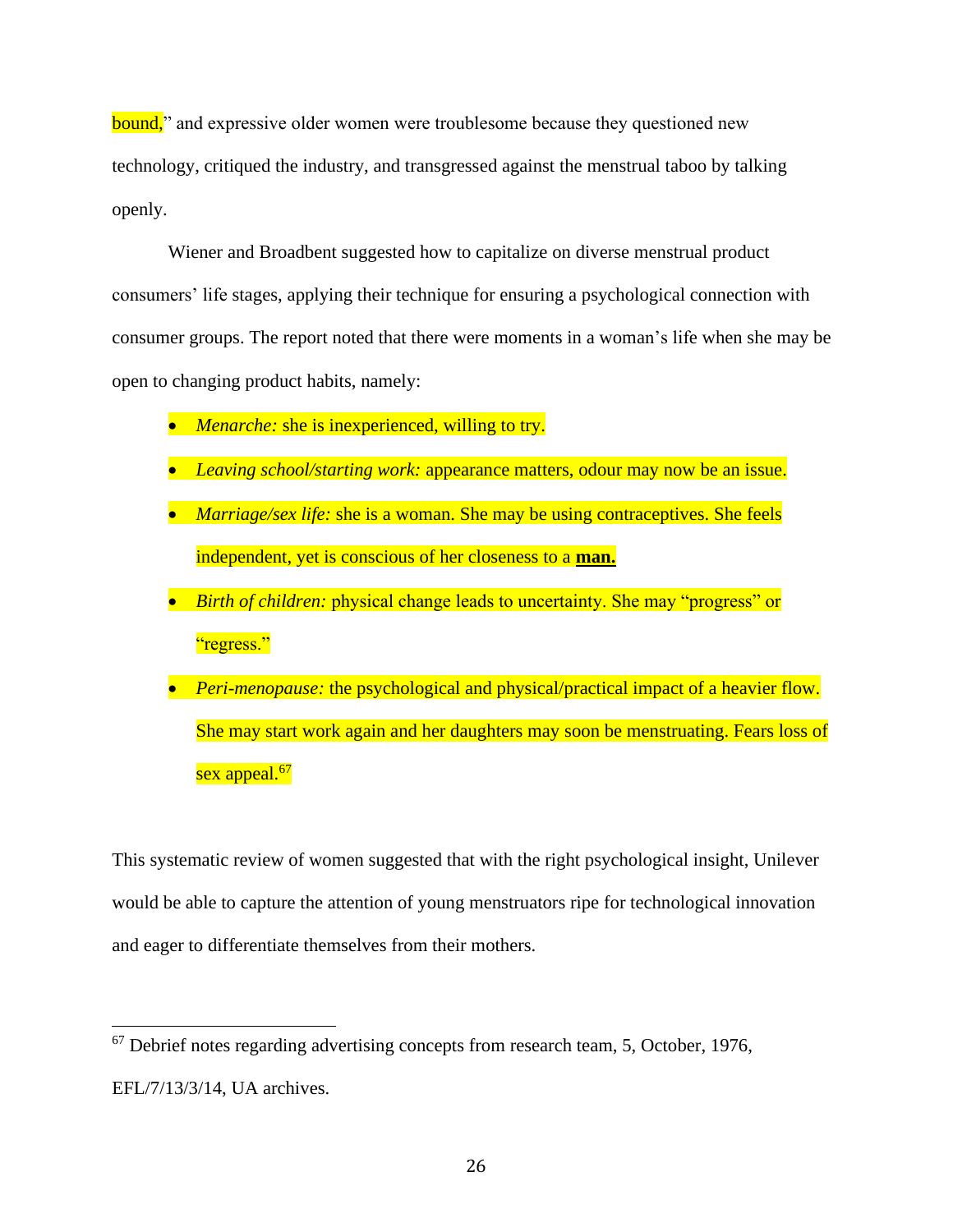bound,” and expressive older women were troublesome because they questioned new technology, critiqued the industry, and transgressed against the menstrual taboo by talking openly.

Wiener and Broadbent suggested how to capitalize on diverse menstrual product consumers’ life stages, applying their technique for ensuring a psychological connection with consumer groups. The report noted that there were moments in a woman’s life when she may be open to changing product habits, namely:

- *Menarche:* she is inexperienced, willing to try.
- *Leaving school/starting work:* appearance matters, odour may now be an issue.
- *Marriage/sex life:* she is a woman. She may be using contraceptives. She feels independent, yet is conscious of her closeness to a **man.**
- *Birth of children:* physical change leads to uncertainty. She may “progress” or “regress.”
- *Peri-menopause:* the psychological and physical/practical impact of a heavier flow. She may start work again and her daughters may soon be menstruating. Fears loss of sex appeal.[67]

This systematic review of women suggested that with the right psychological insight, Unilever would be able to capture the attention of young menstruators ripe for technological innovation and eager to differentiate themselves from their mothers.

[67] Debrief notes regarding advertising concepts from research team, 5, October, 1976, EFL/7/13/3/14, UA archives.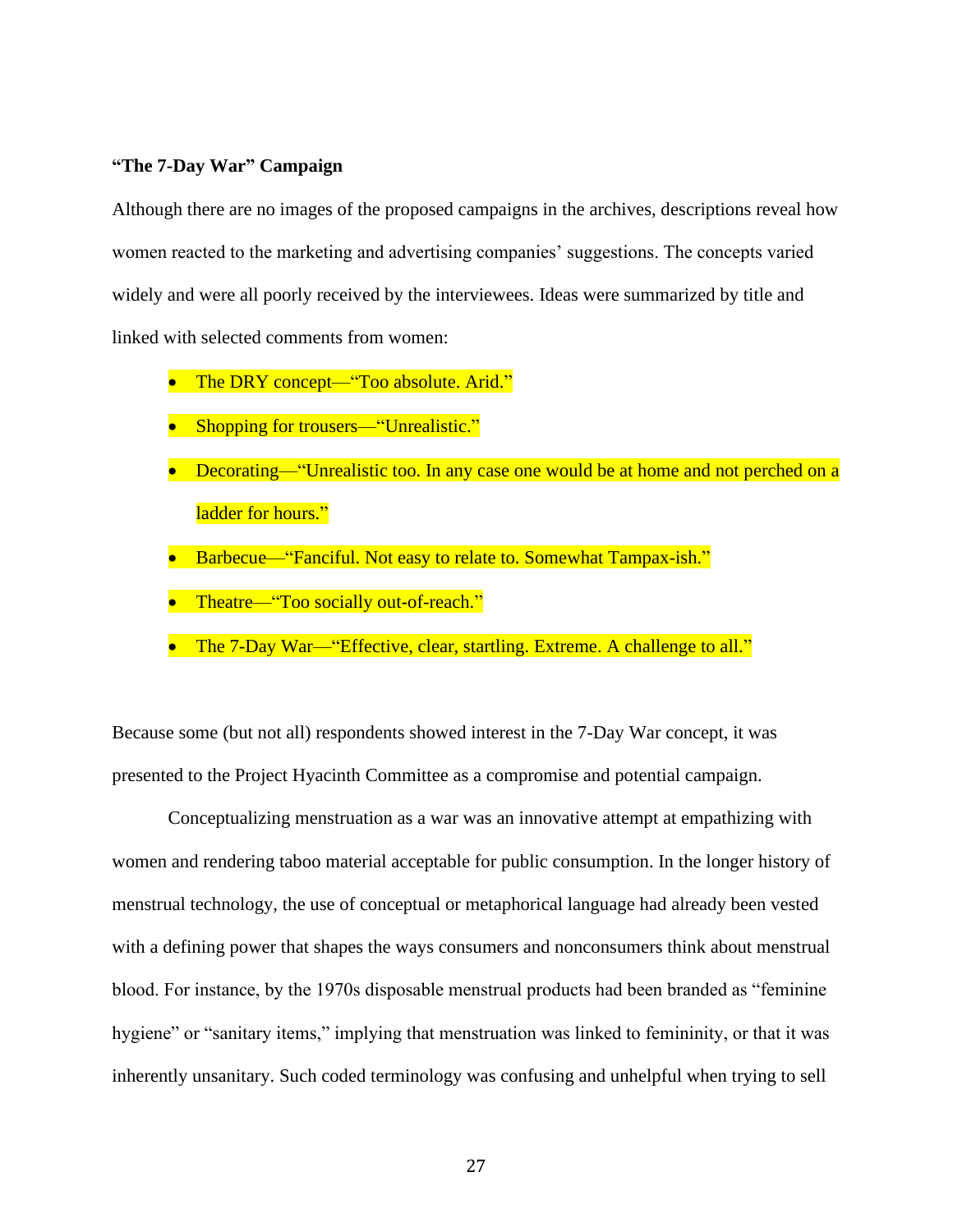**“The 7-Day War” Campaign**

Although there are no images of the proposed campaigns in the archives, descriptions reveal how women reacted to the marketing and advertising companies’ suggestions. The concepts varied widely and were all poorly received by the interviewees. Ideas were summarized by title and linked with selected comments from women:

- The DRY concept—“Too absolute. Arid.”
- Shopping for trousers—“Unrealistic.”
- Decorating—“Unrealistic too. In any case one would be at home and not perched on a ladder for hours.”
- Barbecue—“Fanciful. Not easy to relate to. Somewhat Tampax-ish.”
- Theatre—“Too socially out-of-reach.”
- The 7-Day War—“Effective, clear, startling. Extreme. A challenge to all.”

Because some (but not all) respondents showed interest in the 7-Day War concept, it was presented to the Project Hyacinth Committee as a compromise and potential campaign.

Conceptualizing menstruation as a war was an innovative attempt at empathizing with women and rendering taboo material acceptable for public consumption. In the longer history of menstrual technology, the use of conceptual or metaphorical language had already been vested with a defining power that shapes the ways consumers and nonconsumers think about menstrual blood. For instance, by the 1970s disposable menstrual products had been branded as “feminine hygiene” or “sanitary items,” implying that menstruation was linked to femininity, or that it was inherently unsanitary. Such coded terminology was confusing and unhelpful when trying to sell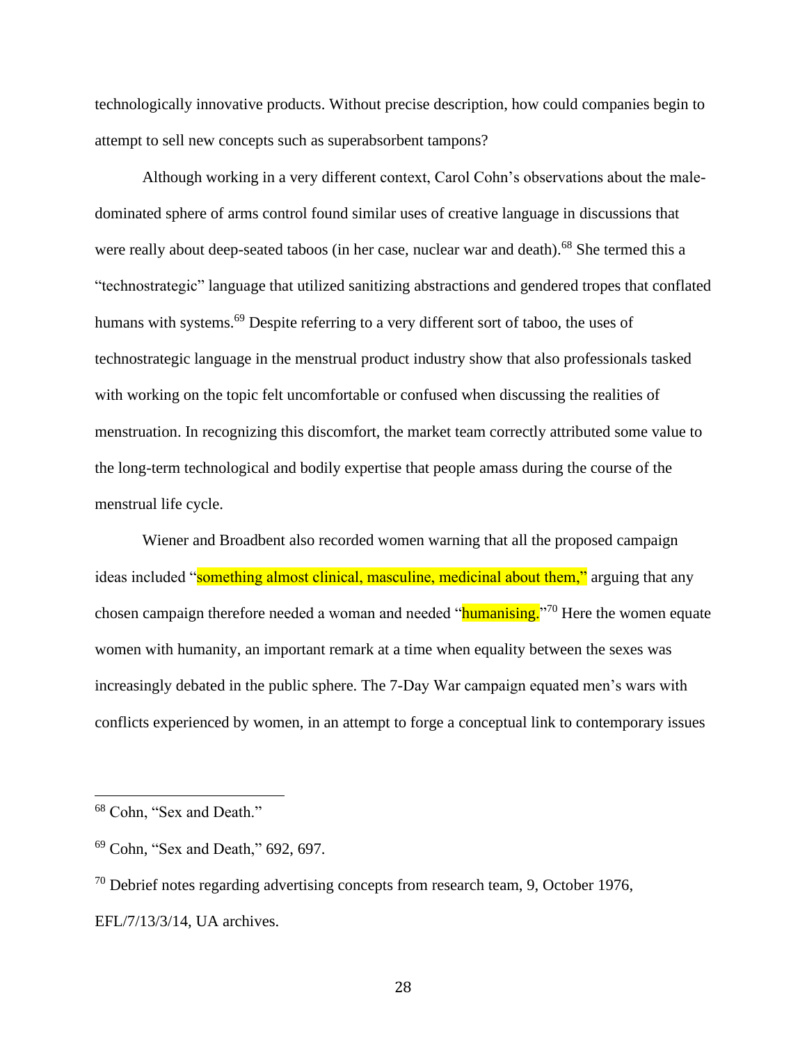technologically innovative products. Without precise description, how could companies begin to attempt to sell new concepts such as superabsorbent tampons?

Although working in a very different context, Carol Cohn's observations about the male-dominated sphere of arms control found similar uses of creative language in discussions that were really about deep-seated taboos (in her case, nuclear war and death).[68] She termed this a "technostrategic" language that utilized sanitizing abstractions and gendered tropes that conflated humans with systems.[69] Despite referring to a very different sort of taboo, the uses of technostrategic language in the menstrual product industry show that also professionals tasked with working on the topic felt uncomfortable or confused when discussing the realities of menstruation. In recognizing this discomfort, the market team correctly attributed some value to the long-term technological and bodily expertise that people amass during the course of the menstrual life cycle.

Wiener and Broadbent also recorded women warning that all the proposed campaign ideas included "something almost clinical, masculine, medicinal about them," arguing that any chosen campaign therefore needed a woman and needed "humanising."[70] Here the women equate women with humanity, an important remark at a time when equality between the sexes was increasingly debated in the public sphere. The 7-Day War campaign equated men's wars with conflicts experienced by women, in an attempt to forge a conceptual link to contemporary issues

---

[68] Cohn, "Sex and Death."

[69] Cohn, "Sex and Death," 692, 697.

[70] Debrief notes regarding advertising concepts from research team, 9, October 1976, EFL/7/13/3/14, UA archives.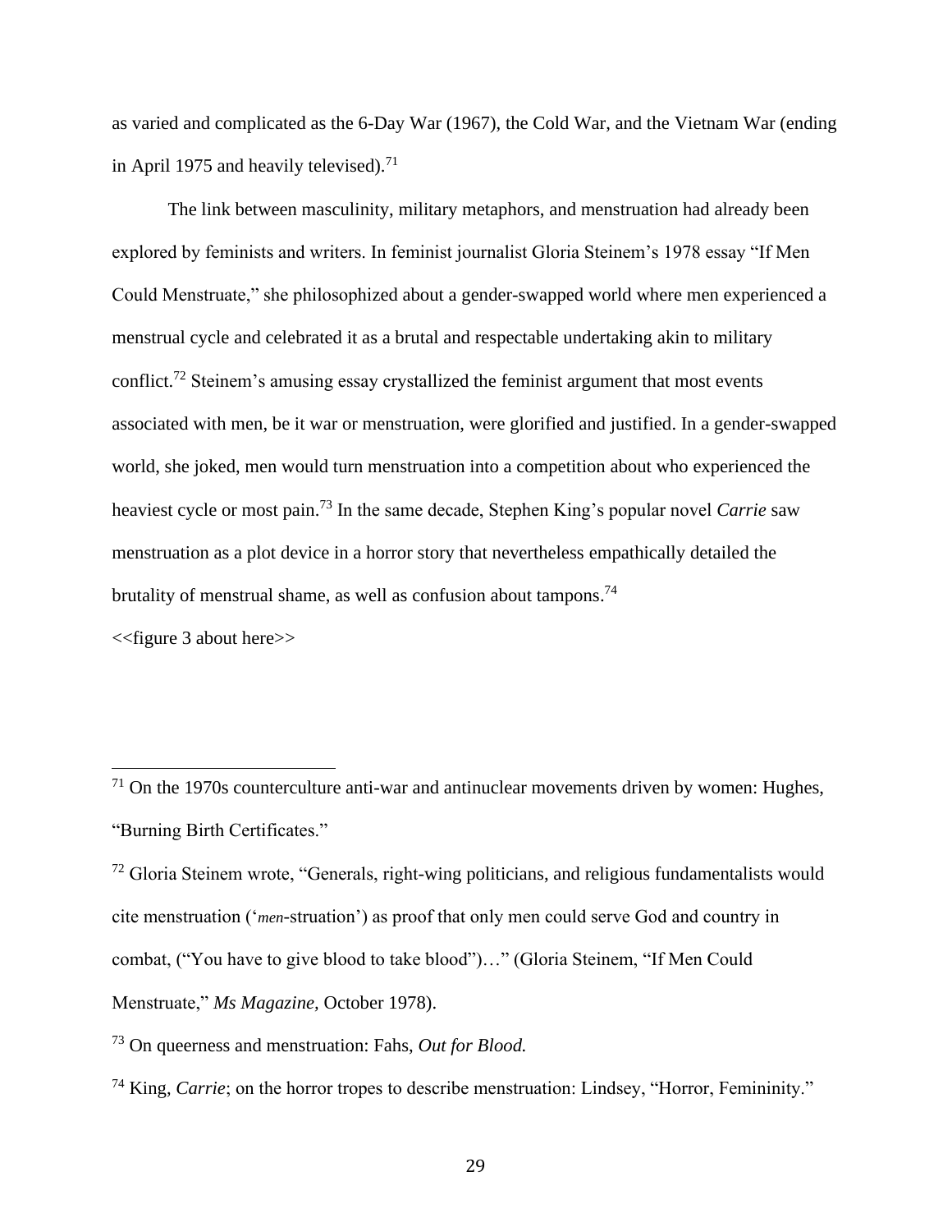as varied and complicated as the 6-Day War (1967), the Cold War, and the Vietnam War (ending in April 1975 and heavily televised).[71]

The link between masculinity, military metaphors, and menstruation had already been explored by feminists and writers. In feminist journalist Gloria Steinem's 1978 essay "If Men Could Menstruate," she philosophized about a gender-swapped world where men experienced a menstrual cycle and celebrated it as a brutal and respectable undertaking akin to military conflict.[72] Steinem's amusing essay crystallized the feminist argument that most events associated with men, be it war or menstruation, were glorified and justified. In a gender-swapped world, she joked, men would turn menstruation into a competition about who experienced the heaviest cycle or most pain.[73] In the same decade, Stephen King's popular novel *Carrie* saw menstruation as a plot device in a horror story that nevertheless empathically detailed the brutality of menstrual shame, as well as confusion about tampons.[74]

<<figure 3 about here>>

---

[71] On the 1970s counterculture anti-war and antinuclear movements driven by women: Hughes, "Burning Birth Certificates."

[72] Gloria Steinem wrote, "Generals, right-wing politicians, and religious fundamentalists would cite menstruation ('*men*-struation') as proof that only men could serve God and country in combat, ("You have to give blood to take blood")…" (Gloria Steinem, "If Men Could Menstruate," *Ms Magazine*, October 1978).

[73] On queerness and menstruation: Fahs, *Out for Blood.*

[74] King, *Carrie*; on the horror tropes to describe menstruation: Lindsey, "Horror, Femininity."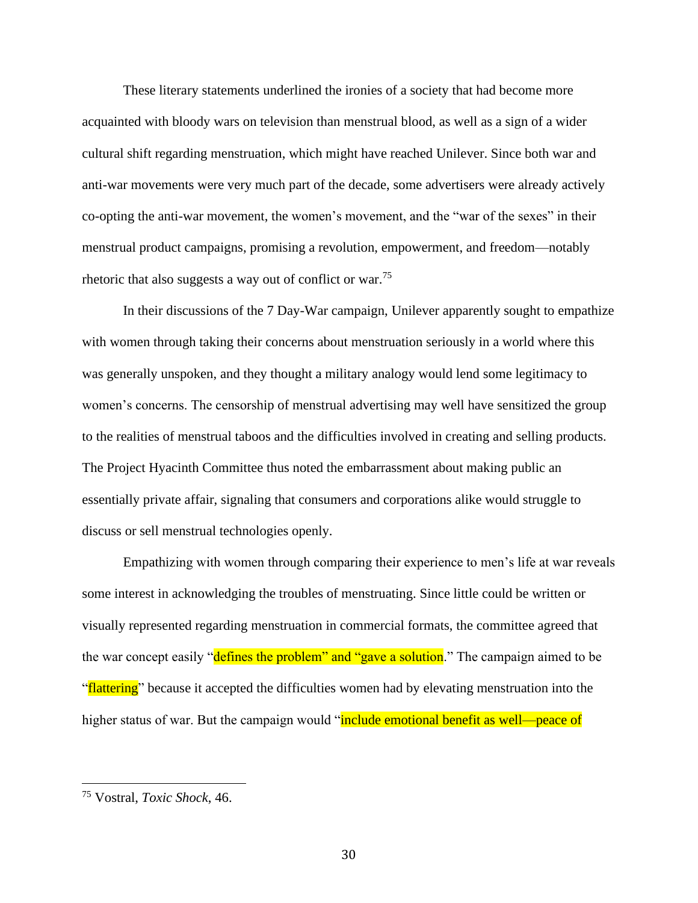These literary statements underlined the ironies of a society that had become more acquainted with bloody wars on television than menstrual blood, as well as a sign of a wider cultural shift regarding menstruation, which might have reached Unilever. Since both war and anti-war movements were very much part of the decade, some advertisers were already actively co-opting the anti-war movement, the women's movement, and the "war of the sexes" in their menstrual product campaigns, promising a revolution, empowerment, and freedom—notably rhetoric that also suggests a way out of conflict or war.[75]

In their discussions of the 7 Day-War campaign, Unilever apparently sought to empathize with women through taking their concerns about menstruation seriously in a world where this was generally unspoken, and they thought a military analogy would lend some legitimacy to women's concerns. The censorship of menstrual advertising may well have sensitized the group to the realities of menstrual taboos and the difficulties involved in creating and selling products. The Project Hyacinth Committee thus noted the embarrassment about making public an essentially private affair, signaling that consumers and corporations alike would struggle to discuss or sell menstrual technologies openly.

Empathizing with women through comparing their experience to men's life at war reveals some interest in acknowledging the troubles of menstruating. Since little could be written or visually represented regarding menstruation in commercial formats, the committee agreed that the war concept easily "defines the problem" and "gave a solution." The campaign aimed to be "flattering" because it accepted the difficulties women had by elevating menstruation into the higher status of war. But the campaign would "include emotional benefit as well—peace of

[75] Vostral, *Toxic Shock*, 46.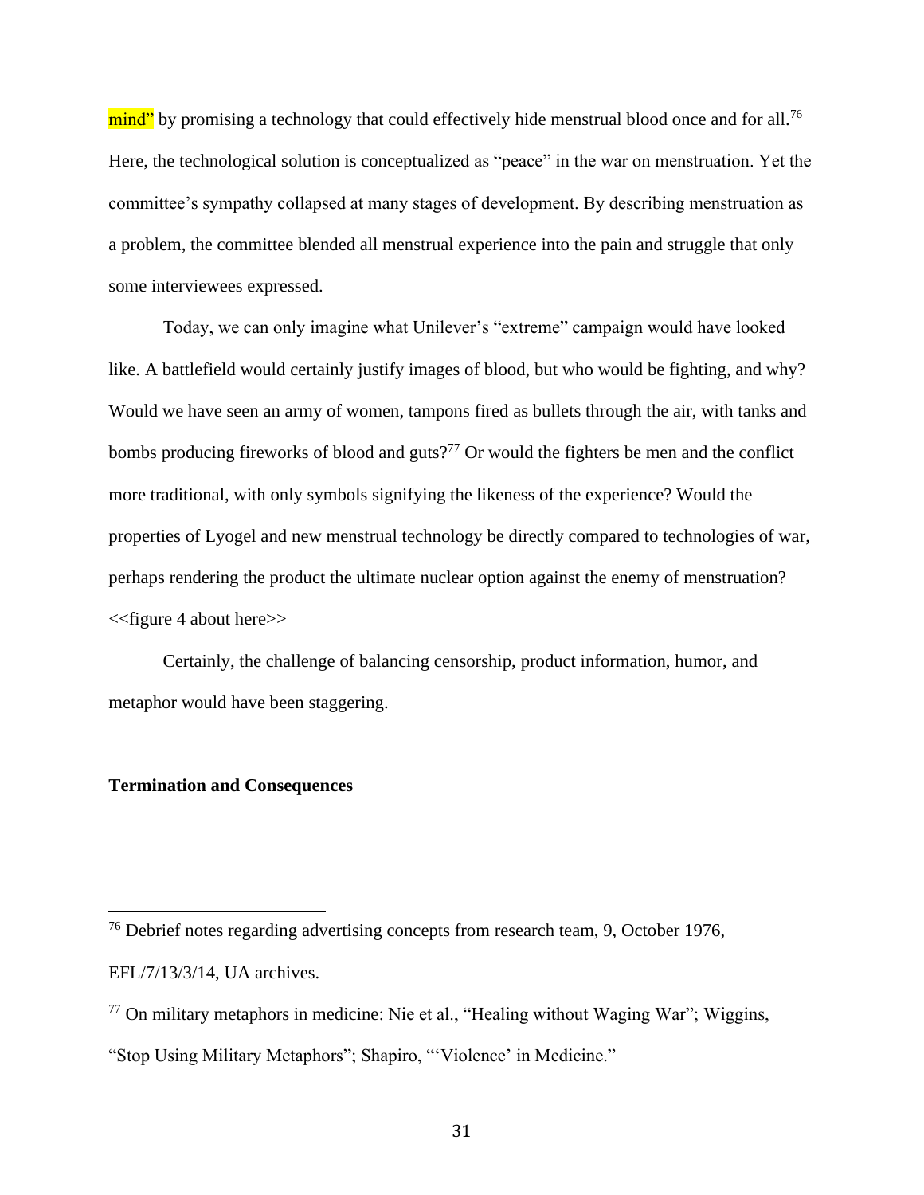mind" by promising a technology that could effectively hide menstrual blood once and for all.[76] Here, the technological solution is conceptualized as "peace" in the war on menstruation. Yet the committee's sympathy collapsed at many stages of development. By describing menstruation as a problem, the committee blended all menstrual experience into the pain and struggle that only some interviewees expressed.

Today, we can only imagine what Unilever's "extreme" campaign would have looked like. A battlefield would certainly justify images of blood, but who would be fighting, and why? Would we have seen an army of women, tampons fired as bullets through the air, with tanks and bombs producing fireworks of blood and guts?[77] Or would the fighters be men and the conflict more traditional, with only symbols signifying the likeness of the experience? Would the properties of Lyogel and new menstrual technology be directly compared to technologies of war, perhaps rendering the product the ultimate nuclear option against the enemy of menstruation?

<<figure 4 about here>>

Certainly, the challenge of balancing censorship, product information, humor, and metaphor would have been staggering.

**Termination and Consequences**

---

[76] Debrief notes regarding advertising concepts from research team, 9, October 1976, EFL/7/13/3/14, UA archives.

[77] On military metaphors in medicine: Nie et al., "Healing without Waging War"; Wiggins, "Stop Using Military Metaphors"; Shapiro, "'Violence' in Medicine."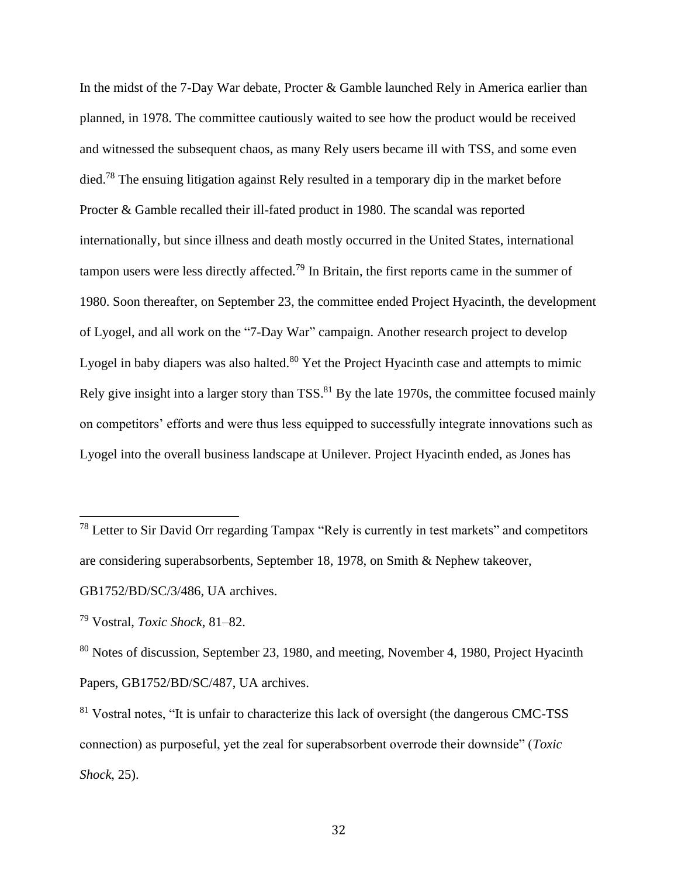In the midst of the 7-Day War debate, Procter & Gamble launched Rely in America earlier than planned, in 1978. The committee cautiously waited to see how the product would be received and witnessed the subsequent chaos, as many Rely users became ill with TSS, and some even died.[78] The ensuing litigation against Rely resulted in a temporary dip in the market before Procter & Gamble recalled their ill-fated product in 1980. The scandal was reported internationally, but since illness and death mostly occurred in the United States, international tampon users were less directly affected.[79] In Britain, the first reports came in the summer of 1980. Soon thereafter, on September 23, the committee ended Project Hyacinth, the development of Lyogel, and all work on the "7-Day War" campaign. Another research project to develop Lyogel in baby diapers was also halted.[80] Yet the Project Hyacinth case and attempts to mimic Rely give insight into a larger story than TSS.[81] By the late 1970s, the committee focused mainly on competitors' efforts and were thus less equipped to successfully integrate innovations such as Lyogel into the overall business landscape at Unilever. Project Hyacinth ended, as Jones has

---

[78] Letter to Sir David Orr regarding Tampax "Rely is currently in test markets" and competitors are considering superabsorbents, September 18, 1978, on Smith & Nephew takeover, GB1752/BD/SC/3/486, UA archives.

[79] Vostral, *Toxic Shock*, 81–82.

[80] Notes of discussion, September 23, 1980, and meeting, November 4, 1980, Project Hyacinth Papers, GB1752/BD/SC/487, UA archives.

[81] Vostral notes, "It is unfair to characterize this lack of oversight (the dangerous CMC-TSS connection) as purposeful, yet the zeal for superabsorbent overrode their downside" (*Toxic Shock*, 25).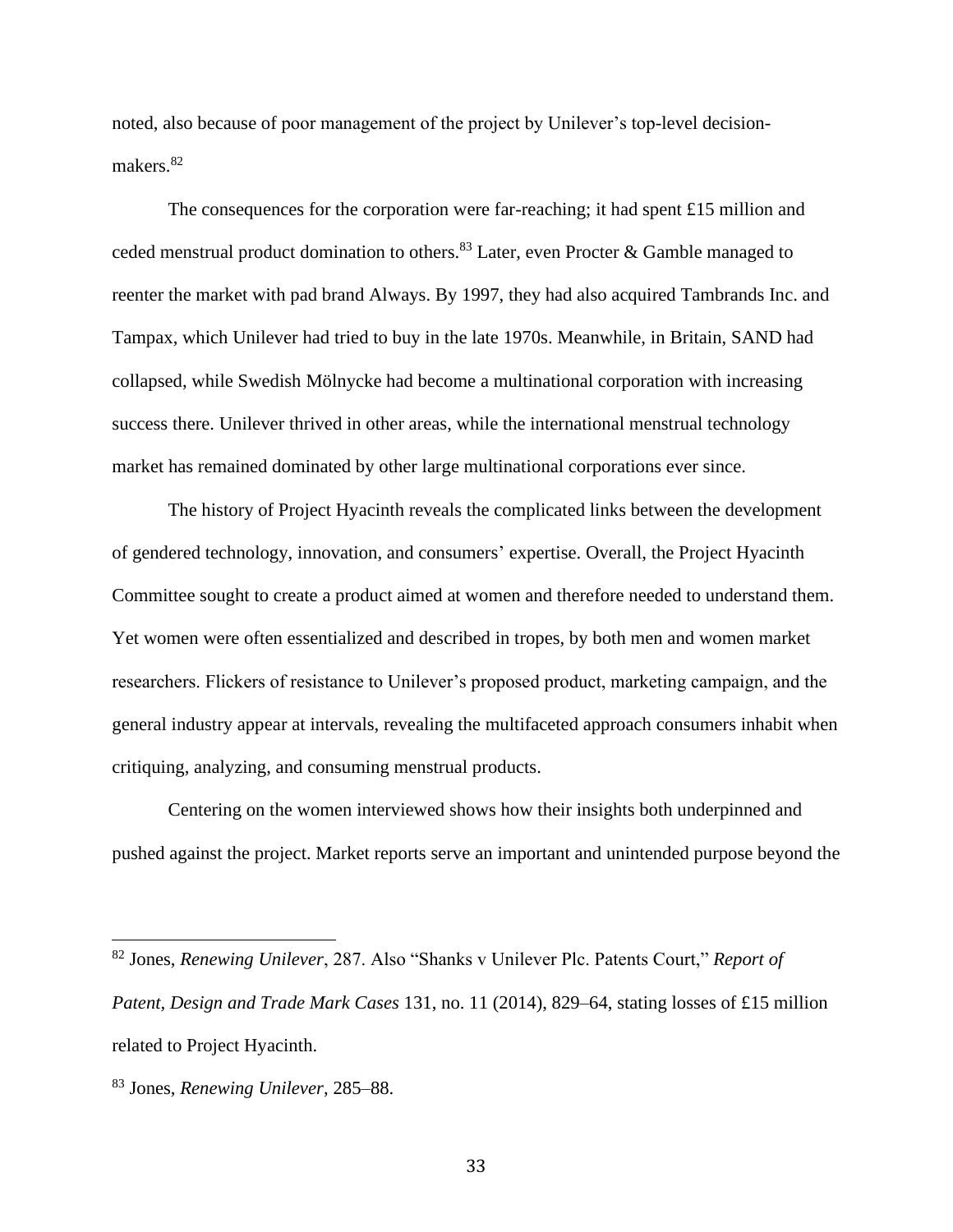noted, also because of poor management of the project by Unilever's top-level decision-makers.[82]

The consequences for the corporation were far-reaching; it had spent £15 million and ceded menstrual product domination to others.[83] Later, even Procter & Gamble managed to reenter the market with pad brand Always. By 1997, they had also acquired Tambrands Inc. and Tampax, which Unilever had tried to buy in the late 1970s. Meanwhile, in Britain, SAND had collapsed, while Swedish Mölnycke had become a multinational corporation with increasing success there. Unilever thrived in other areas, while the international menstrual technology market has remained dominated by other large multinational corporations ever since.

The history of Project Hyacinth reveals the complicated links between the development of gendered technology, innovation, and consumers' expertise. Overall, the Project Hyacinth Committee sought to create a product aimed at women and therefore needed to understand them. Yet women were often essentialized and described in tropes, by both men and women market researchers. Flickers of resistance to Unilever's proposed product, marketing campaign, and the general industry appear at intervals, revealing the multifaceted approach consumers inhabit when critiquing, analyzing, and consuming menstrual products.

Centering on the women interviewed shows how their insights both underpinned and pushed against the project. Market reports serve an important and unintended purpose beyond the

---

[82] Jones, *Renewing Unilever*, 287. Also "Shanks v Unilever Plc. Patents Court," *Report of Patent, Design and Trade Mark Cases* 131, no. 11 (2014), 829–64, stating losses of £15 million related to Project Hyacinth.

[83] Jones, *Renewing Unilever*, 285–88.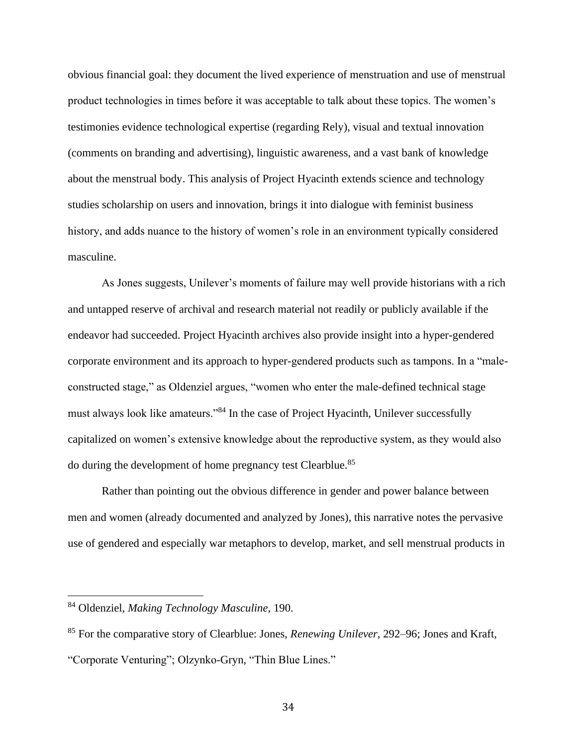obvious financial goal: they document the lived experience of menstruation and use of menstrual product technologies in times before it was acceptable to talk about these topics. The women's testimonies evidence technological expertise (regarding Rely), visual and textual innovation (comments on branding and advertising), linguistic awareness, and a vast bank of knowledge about the menstrual body. This analysis of Project Hyacinth extends science and technology studies scholarship on users and innovation, brings it into dialogue with feminist business history, and adds nuance to the history of women's role in an environment typically considered masculine.

As Jones suggests, Unilever's moments of failure may well provide historians with a rich and untapped reserve of archival and research material not readily or publicly available if the endeavor had succeeded. Project Hyacinth archives also provide insight into a hyper-gendered corporate environment and its approach to hyper-gendered products such as tampons. In a "male-constructed stage," as Oldenziel argues, "women who enter the male-defined technical stage must always look like amateurs."[84] In the case of Project Hyacinth, Unilever successfully capitalized on women's extensive knowledge about the reproductive system, as they would also do during the development of home pregnancy test Clearblue.[85]

Rather than pointing out the obvious difference in gender and power balance between men and women (already documented and analyzed by Jones), this narrative notes the pervasive use of gendered and especially war metaphors to develop, market, and sell menstrual products in

---

[84] Oldenziel, *Making Technology Masculine*, 190.

[85] For the comparative story of Clearblue: Jones, *Renewing Unilever*, 292–96; Jones and Kraft, "Corporate Venturing"; Olzynko-Gryn, "Thin Blue Lines."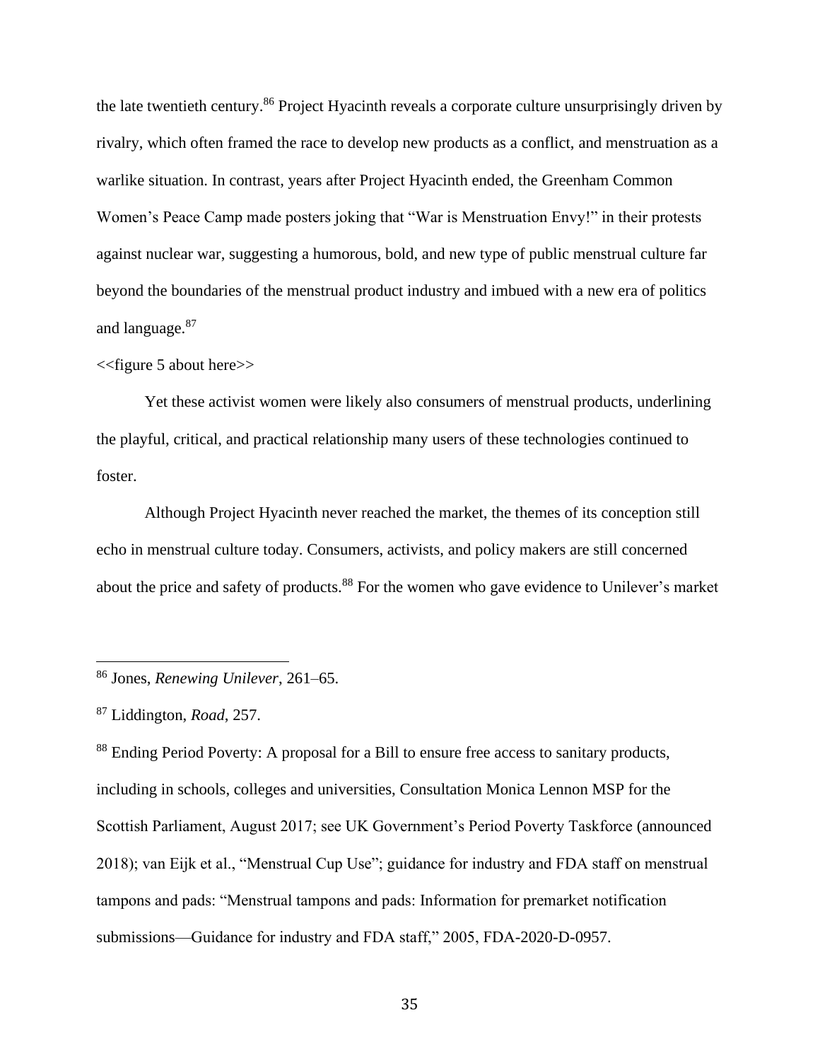the late twentieth century.[86] Project Hyacinth reveals a corporate culture unsurprisingly driven by rivalry, which often framed the race to develop new products as a conflict, and menstruation as a warlike situation. In contrast, years after Project Hyacinth ended, the Greenham Common Women's Peace Camp made posters joking that "War is Menstruation Envy!" in their protests against nuclear war, suggesting a humorous, bold, and new type of public menstrual culture far beyond the boundaries of the menstrual product industry and imbued with a new era of politics and language.[87]

<<figure 5 about here>>

Yet these activist women were likely also consumers of menstrual products, underlining the playful, critical, and practical relationship many users of these technologies continued to foster.

Although Project Hyacinth never reached the market, the themes of its conception still echo in menstrual culture today. Consumers, activists, and policy makers are still concerned about the price and safety of products.[88] For the women who gave evidence to Unilever's market

---

[86] Jones, *Renewing Unilever*, 261–65.

[87] Liddington, *Road*, 257.

[88] Ending Period Poverty: A proposal for a Bill to ensure free access to sanitary products, including in schools, colleges and universities, Consultation Monica Lennon MSP for the Scottish Parliament, August 2017; see UK Government's Period Poverty Taskforce (announced 2018); van Eijk et al., "Menstrual Cup Use"; guidance for industry and FDA staff on menstrual tampons and pads: "Menstrual tampons and pads: Information for premarket notification submissions—Guidance for industry and FDA staff," 2005, FDA-2020-D-0957.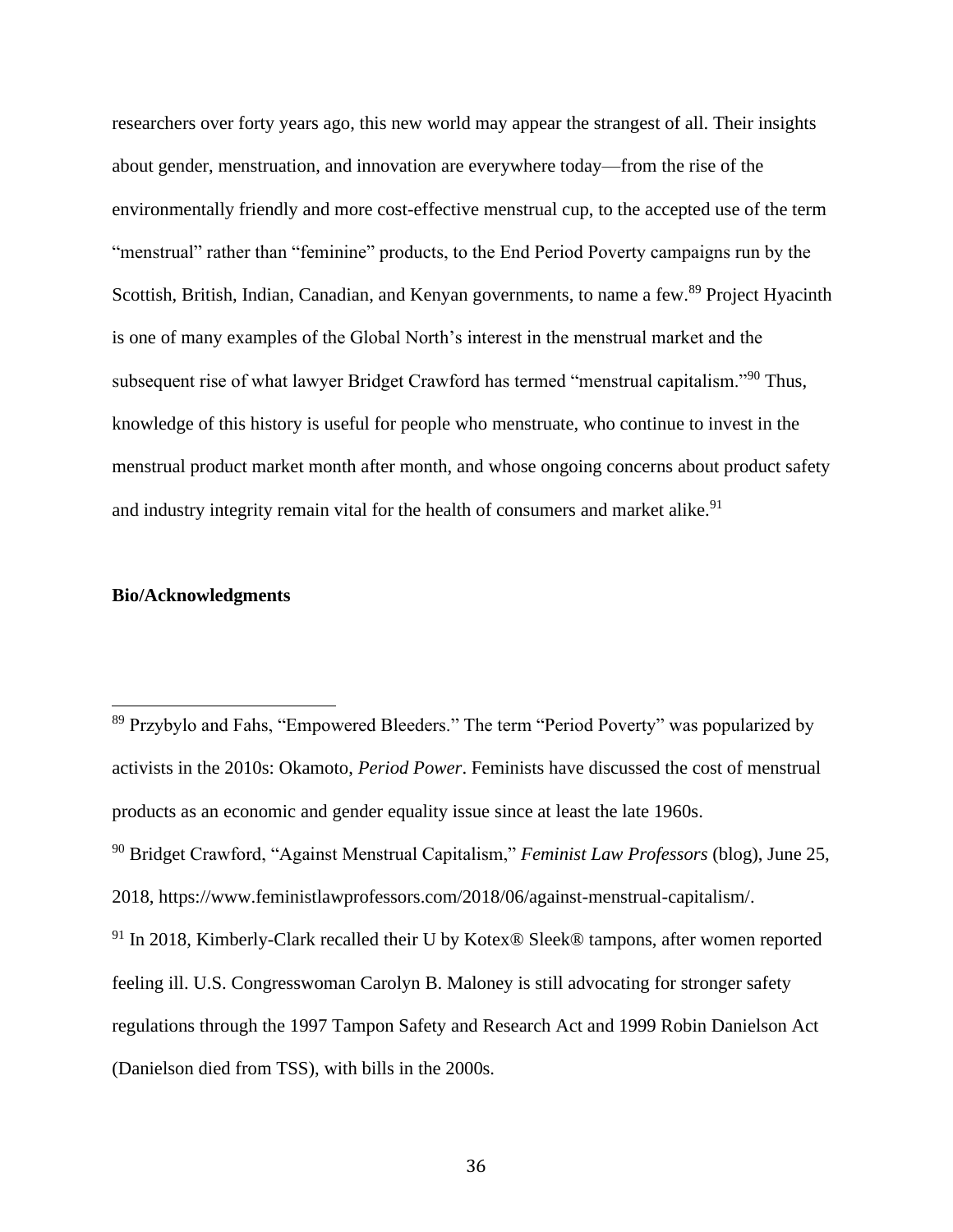researchers over forty years ago, this new world may appear the strangest of all. Their insights about gender, menstruation, and innovation are everywhere today—from the rise of the environmentally friendly and more cost-effective menstrual cup, to the accepted use of the term "menstrual" rather than "feminine" products, to the End Period Poverty campaigns run by the Scottish, British, Indian, Canadian, and Kenyan governments, to name a few.[89] Project Hyacinth is one of many examples of the Global North's interest in the menstrual market and the subsequent rise of what lawyer Bridget Crawford has termed "menstrual capitalism."[90] Thus, knowledge of this history is useful for people who menstruate, who continue to invest in the menstrual product market month after month, and whose ongoing concerns about product safety and industry integrity remain vital for the health of consumers and market alike.[91]

**Bio/Acknowledgments**

---

[89] Przybylo and Fahs, "Empowered Bleeders." The term "Period Poverty" was popularized by activists in the 2010s: Okamoto, *Period Power*. Feminists have discussed the cost of menstrual products as an economic and gender equality issue since at least the late 1960s.

[90] Bridget Crawford, "Against Menstrual Capitalism," *Feminist Law Professors* (blog), June 25, 2018, https://www.feministlawprofessors.com/2018/06/against-menstrual-capitalism/.

[91] In 2018, Kimberly-Clark recalled their U by Kotex® Sleek® tampons, after women reported feeling ill. U.S. Congresswoman Carolyn B. Maloney is still advocating for stronger safety regulations through the 1997 Tampon Safety and Research Act and 1999 Robin Danielson Act (Danielson died from TSS), with bills in the 2000s.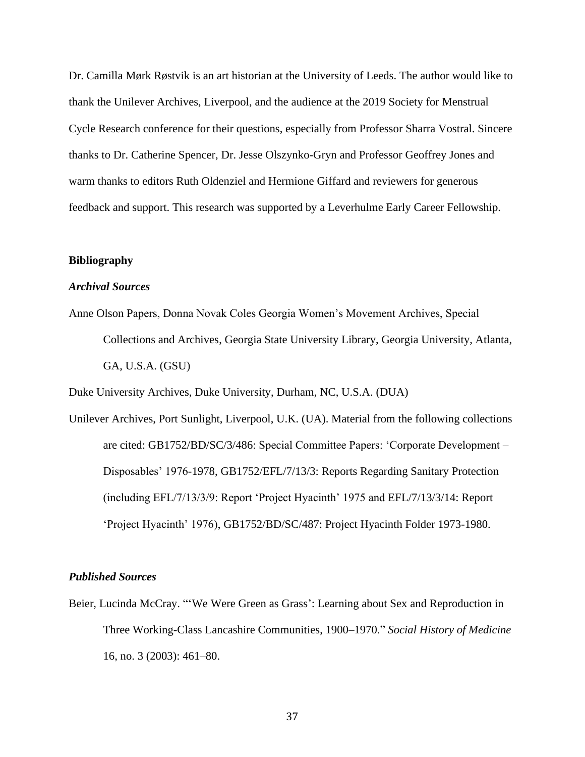Dr. Camilla Mørk Røstvik is an art historian at the University of Leeds. The author would like to thank the Unilever Archives, Liverpool, and the audience at the 2019 Society for Menstrual Cycle Research conference for their questions, especially from Professor Sharra Vostral. Sincere thanks to Dr. Catherine Spencer, Dr. Jesse Olszynko-Gryn and Professor Geoffrey Jones and warm thanks to editors Ruth Oldenziel and Hermione Giffard and reviewers for generous feedback and support. This research was supported by a Leverhulme Early Career Fellowship.

## Bibliography

### *Archival Sources*

Anne Olson Papers, Donna Novak Coles Georgia Women's Movement Archives, Special Collections and Archives, Georgia State University Library, Georgia University, Atlanta, GA, U.S.A. (GSU)

Duke University Archives, Duke University, Durham, NC, U.S.A. (DUA)

Unilever Archives, Port Sunlight, Liverpool, U.K. (UA). Material from the following collections are cited: GB1752/BD/SC/3/486: Special Committee Papers: 'Corporate Development – Disposables' 1976-1978, GB1752/EFL/7/13/3: Reports Regarding Sanitary Protection (including EFL/7/13/3/9: Report 'Project Hyacinth' 1975 and EFL/7/13/3/14: Report 'Project Hyacinth' 1976), GB1752/BD/SC/487: Project Hyacinth Folder 1973-1980.

### *Published Sources*

Beier, Lucinda McCray. "'We Were Green as Grass': Learning about Sex and Reproduction in Three Working-Class Lancashire Communities, 1900–1970." *Social History of Medicine* 16, no. 3 (2003): 461–80.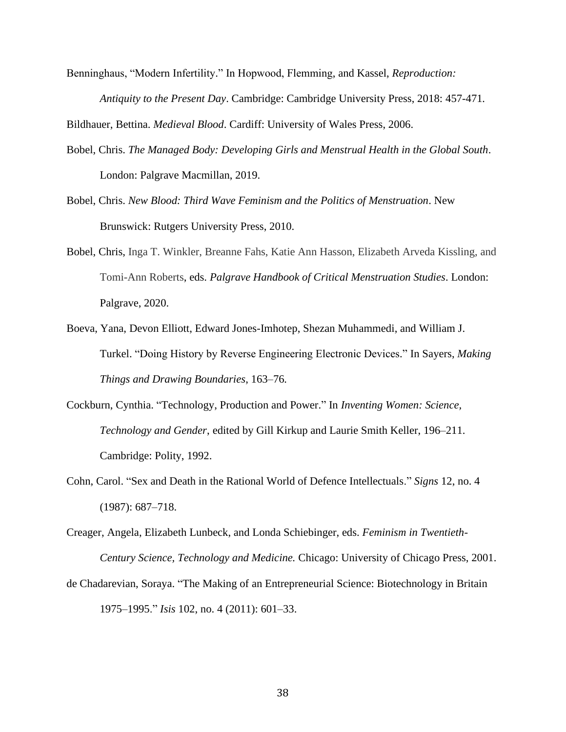Benninghaus, "Modern Infertility." In Hopwood, Flemming, and Kassel, *Reproduction: Antiquity to the Present Day*. Cambridge: Cambridge University Press, 2018: 457-471.

Bildhauer, Bettina. *Medieval Blood*. Cardiff: University of Wales Press, 2006.

Bobel, Chris. *The Managed Body: Developing Girls and Menstrual Health in the Global South*. London: Palgrave Macmillan, 2019.

Bobel, Chris. *New Blood: Third Wave Feminism and the Politics of Menstruation*. New Brunswick: Rutgers University Press, 2010.

Bobel, Chris, Inga T. Winkler, Breanne Fahs, Katie Ann Hasson, Elizabeth Arveda Kissling, and Tomi-Ann Roberts, eds. *Palgrave Handbook of Critical Menstruation Studies*. London: Palgrave, 2020.

Boeva, Yana, Devon Elliott, Edward Jones-Imhotep, Shezan Muhammedi, and William J. Turkel. "Doing History by Reverse Engineering Electronic Devices." In Sayers, *Making Things and Drawing Boundaries*, 163–76.

Cockburn, Cynthia. "Technology, Production and Power." In *Inventing Women: Science, Technology and Gender*, edited by Gill Kirkup and Laurie Smith Keller, 196–211. Cambridge: Polity, 1992.

Cohn, Carol. "Sex and Death in the Rational World of Defence Intellectuals." *Signs* 12, no. 4 (1987): 687–718.

Creager, Angela, Elizabeth Lunbeck, and Londa Schiebinger, eds. *Feminism in Twentieth-Century Science, Technology and Medicine.* Chicago: University of Chicago Press, 2001.

de Chadarevian, Soraya. "The Making of an Entrepreneurial Science: Biotechnology in Britain 1975–1995." *Isis* 102, no. 4 (2011): 601–33.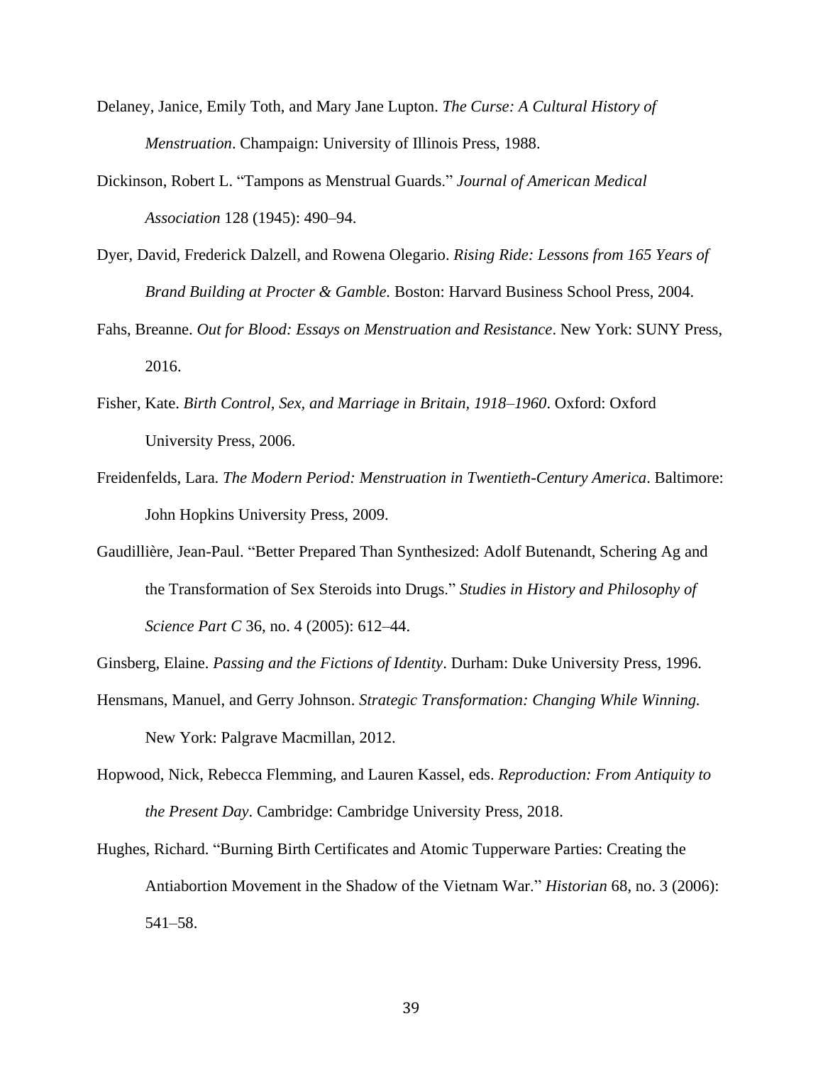Delaney, Janice, Emily Toth, and Mary Jane Lupton. *The Curse: A Cultural History of Menstruation*. Champaign: University of Illinois Press, 1988.

Dickinson, Robert L. "Tampons as Menstrual Guards." *Journal of American Medical Association* 128 (1945): 490–94.

Dyer, David, Frederick Dalzell, and Rowena Olegario. *Rising Ride: Lessons from 165 Years of Brand Building at Procter & Gamble.* Boston: Harvard Business School Press, 2004.

Fahs, Breanne. *Out for Blood: Essays on Menstruation and Resistance*. New York: SUNY Press, 2016.

Fisher, Kate. *Birth Control, Sex, and Marriage in Britain, 1918–1960*. Oxford: Oxford University Press, 2006.

Freidenfelds, Lara. *The Modern Period: Menstruation in Twentieth-Century America*. Baltimore: John Hopkins University Press, 2009.

Gaudillière, Jean-Paul. "Better Prepared Than Synthesized: Adolf Butenandt, Schering Ag and the Transformation of Sex Steroids into Drugs." *Studies in History and Philosophy of Science Part C* 36, no. 4 (2005): 612–44.

Ginsberg, Elaine. *Passing and the Fictions of Identity*. Durham: Duke University Press, 1996.

Hensmans, Manuel, and Gerry Johnson. *Strategic Transformation: Changing While Winning.* New York: Palgrave Macmillan, 2012.

Hopwood, Nick, Rebecca Flemming, and Lauren Kassel, eds. *Reproduction: From Antiquity to the Present Day*. Cambridge: Cambridge University Press, 2018.

Hughes, Richard. "Burning Birth Certificates and Atomic Tupperware Parties: Creating the Antiabortion Movement in the Shadow of the Vietnam War." *Historian* 68, no. 3 (2006): 541–58.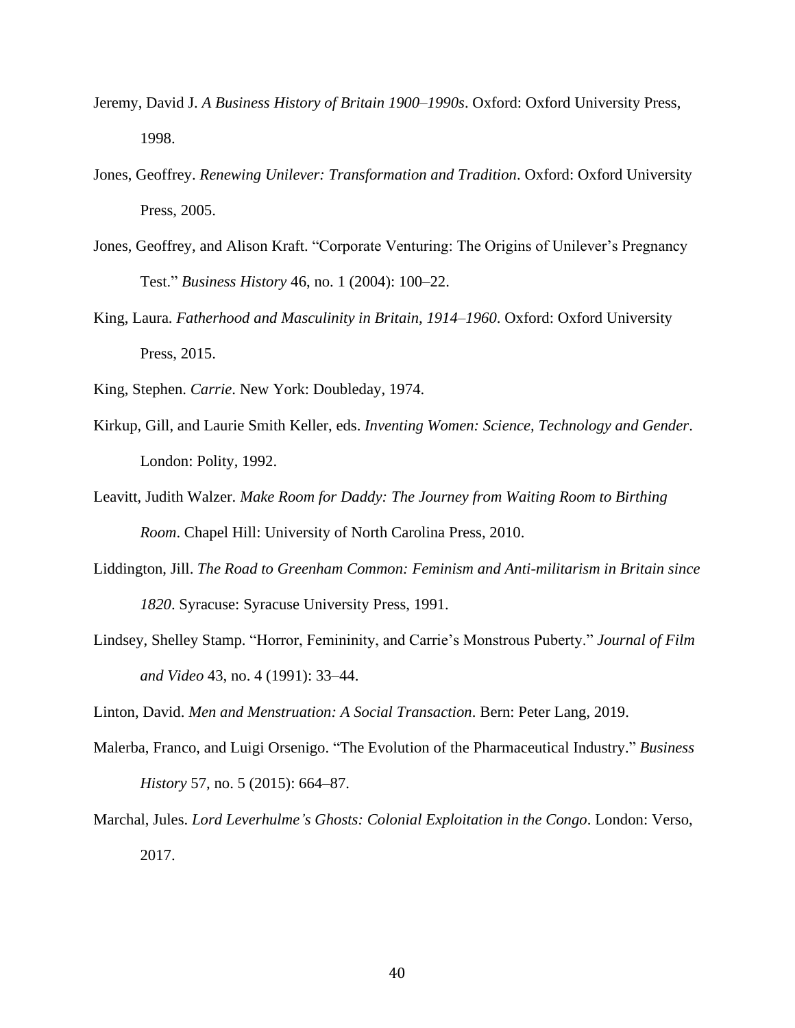Jeremy, David J. *A Business History of Britain 1900–1990s*. Oxford: Oxford University Press, 1998.

Jones, Geoffrey. *Renewing Unilever: Transformation and Tradition*. Oxford: Oxford University Press, 2005.

Jones, Geoffrey, and Alison Kraft. "Corporate Venturing: The Origins of Unilever's Pregnancy Test." *Business History* 46, no. 1 (2004): 100–22.

King, Laura. *Fatherhood and Masculinity in Britain, 1914–1960*. Oxford: Oxford University Press, 2015.

King, Stephen. *Carrie*. New York: Doubleday, 1974.

Kirkup, Gill, and Laurie Smith Keller, eds. *Inventing Women: Science, Technology and Gender*. London: Polity, 1992.

Leavitt, Judith Walzer. *Make Room for Daddy: The Journey from Waiting Room to Birthing Room*. Chapel Hill: University of North Carolina Press, 2010.

Liddington, Jill. *The Road to Greenham Common: Feminism and Anti-militarism in Britain since 1820*. Syracuse: Syracuse University Press, 1991.

Lindsey, Shelley Stamp. "Horror, Femininity, and Carrie's Monstrous Puberty." *Journal of Film and Video* 43, no. 4 (1991): 33–44.

Linton, David. *Men and Menstruation: A Social Transaction*. Bern: Peter Lang, 2019.

Malerba, Franco, and Luigi Orsenigo. "The Evolution of the Pharmaceutical Industry." *Business History* 57, no. 5 (2015): 664–87.

Marchal, Jules. *Lord Leverhulme's Ghosts: Colonial Exploitation in the Congo*. London: Verso, 2017.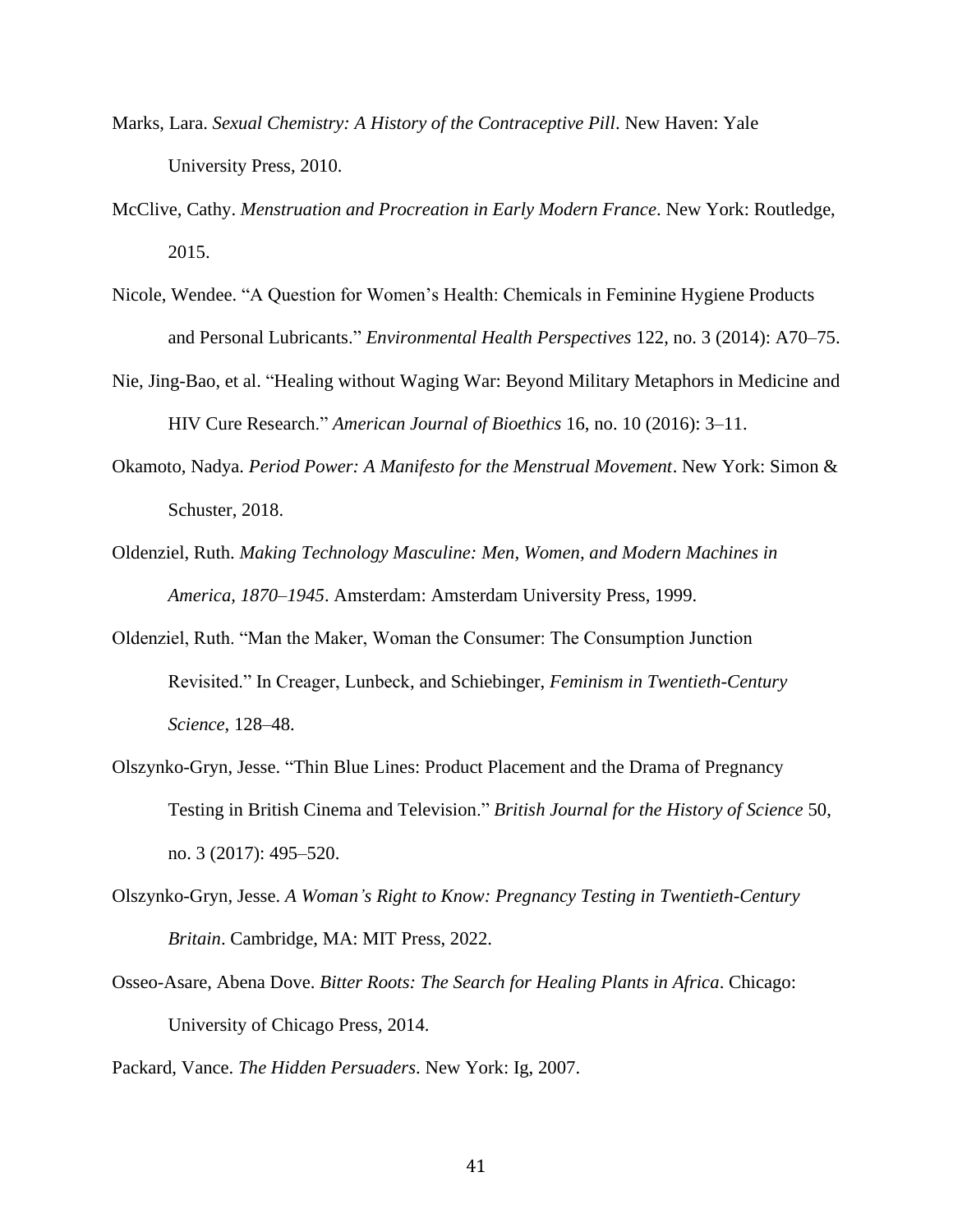Marks, Lara. *Sexual Chemistry: A History of the Contraceptive Pill*. New Haven: Yale University Press, 2010.

McClive, Cathy. *Menstruation and Procreation in Early Modern France*. New York: Routledge, 2015.

Nicole, Wendee. "A Question for Women's Health: Chemicals in Feminine Hygiene Products and Personal Lubricants." *Environmental Health Perspectives* 122, no. 3 (2014): A70–75.

Nie, Jing-Bao, et al. "Healing without Waging War: Beyond Military Metaphors in Medicine and HIV Cure Research." *American Journal of Bioethics* 16, no. 10 (2016): 3–11.

Okamoto, Nadya. *Period Power: A Manifesto for the Menstrual Movement*. New York: Simon & Schuster, 2018.

Oldenziel, Ruth. *Making Technology Masculine: Men, Women, and Modern Machines in America, 1870–1945*. Amsterdam: Amsterdam University Press, 1999.

Oldenziel, Ruth. "Man the Maker, Woman the Consumer: The Consumption Junction Revisited." In Creager, Lunbeck, and Schiebinger, *Feminism in Twentieth-Century Science*, 128–48.

Olszynko-Gryn, Jesse. "Thin Blue Lines: Product Placement and the Drama of Pregnancy Testing in British Cinema and Television." *British Journal for the History of Science* 50, no. 3 (2017): 495–520.

Olszynko-Gryn, Jesse. *A Woman's Right to Know: Pregnancy Testing in Twentieth-Century Britain*. Cambridge, MA: MIT Press, 2022.

Osseo-Asare, Abena Dove. *Bitter Roots: The Search for Healing Plants in Africa*. Chicago: University of Chicago Press, 2014.

Packard, Vance. *The Hidden Persuaders*. New York: Ig, 2007.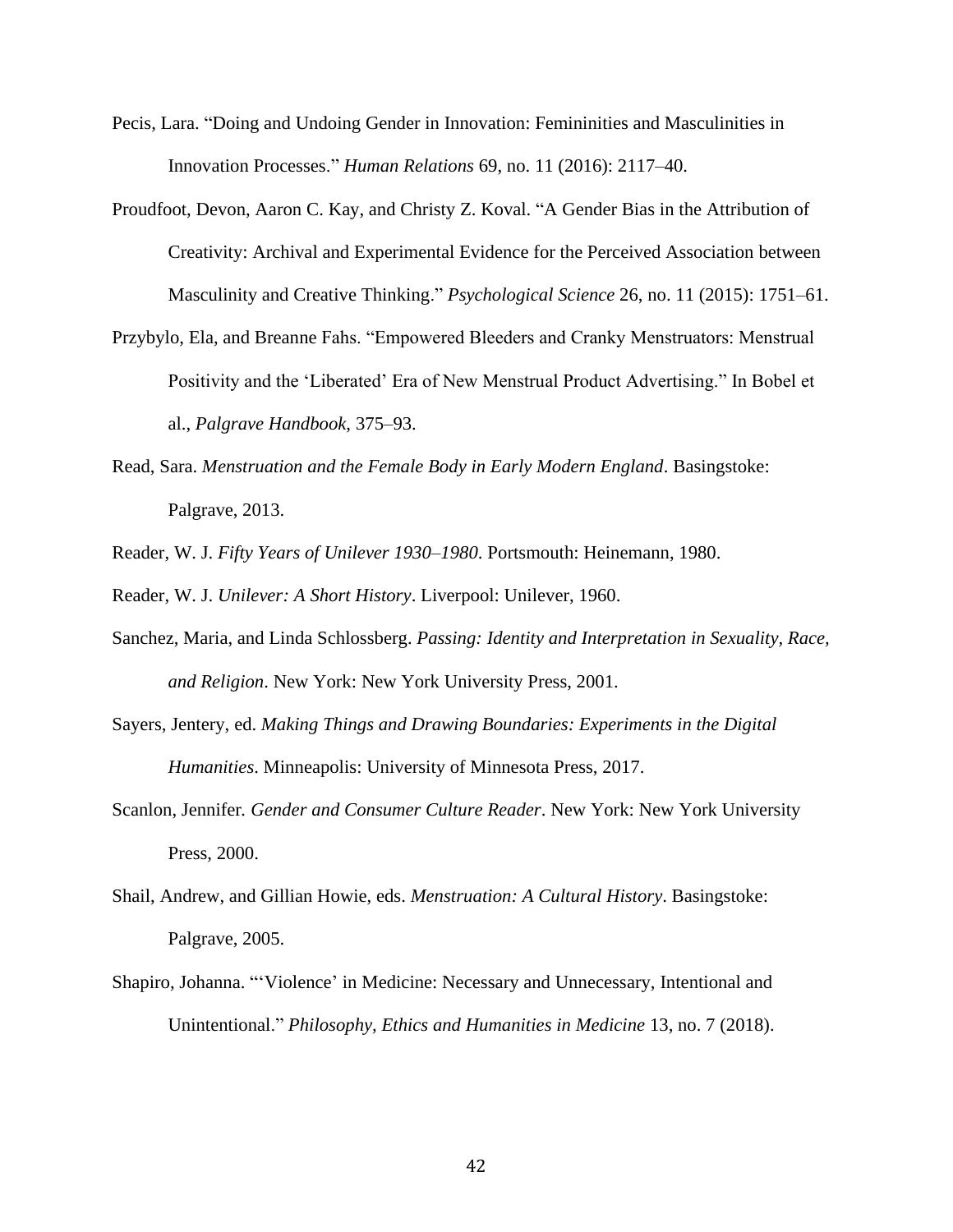Pecis, Lara. "Doing and Undoing Gender in Innovation: Femininities and Masculinities in Innovation Processes." *Human Relations* 69, no. 11 (2016): 2117–40.

Proudfoot, Devon, Aaron C. Kay, and Christy Z. Koval. "A Gender Bias in the Attribution of Creativity: Archival and Experimental Evidence for the Perceived Association between Masculinity and Creative Thinking." *Psychological Science* 26, no. 11 (2015): 1751–61.

Przybylo, Ela, and Breanne Fahs. "Empowered Bleeders and Cranky Menstruators: Menstrual Positivity and the 'Liberated' Era of New Menstrual Product Advertising." In Bobel et al., *Palgrave Handbook*, 375–93.

Read, Sara. *Menstruation and the Female Body in Early Modern England*. Basingstoke: Palgrave, 2013.

Reader, W. J. *Fifty Years of Unilever 1930–1980*. Portsmouth: Heinemann, 1980.

Reader, W. J. *Unilever: A Short History*. Liverpool: Unilever, 1960.

Sanchez, Maria, and Linda Schlossberg. *Passing: Identity and Interpretation in Sexuality, Race, and Religion*. New York: New York University Press, 2001.

Sayers, Jentery, ed. *Making Things and Drawing Boundaries: Experiments in the Digital Humanities*. Minneapolis: University of Minnesota Press, 2017.

Scanlon, Jennifer. *Gender and Consumer Culture Reader*. New York: New York University Press, 2000.

Shail, Andrew, and Gillian Howie, eds. *Menstruation: A Cultural History*. Basingstoke: Palgrave, 2005.

Shapiro, Johanna. "'Violence' in Medicine: Necessary and Unnecessary, Intentional and Unintentional." *Philosophy, Ethics and Humanities in Medicine* 13, no. 7 (2018).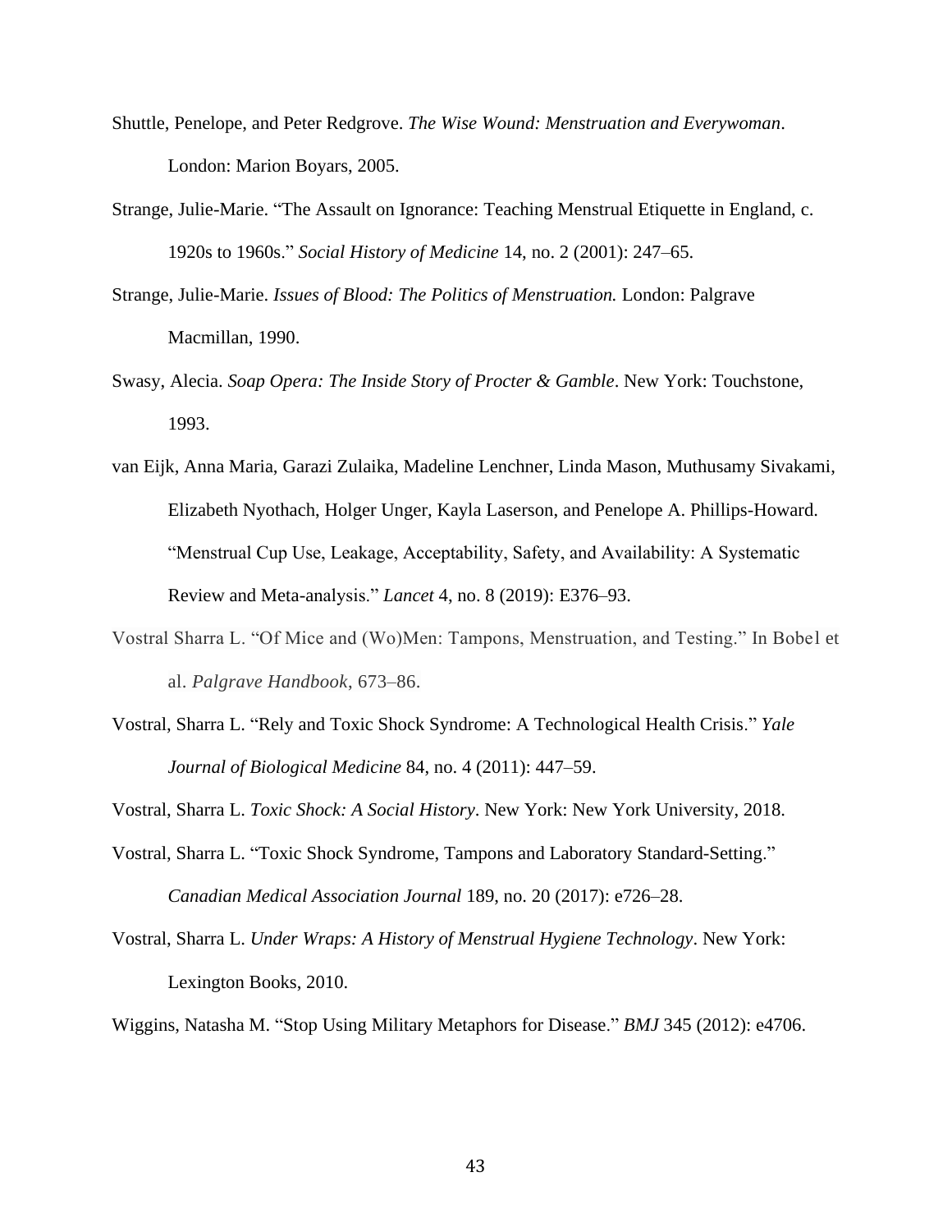Shuttle, Penelope, and Peter Redgrove. *The Wise Wound: Menstruation and Everywoman*. London: Marion Boyars, 2005.

Strange, Julie-Marie. "The Assault on Ignorance: Teaching Menstrual Etiquette in England, c. 1920s to 1960s." *Social History of Medicine* 14, no. 2 (2001): 247–65.

Strange, Julie-Marie. *Issues of Blood: The Politics of Menstruation.* London: Palgrave Macmillan, 1990.

Swasy, Alecia. *Soap Opera: The Inside Story of Procter & Gamble*. New York: Touchstone, 1993.

van Eijk, Anna Maria, Garazi Zulaika, Madeline Lenchner, Linda Mason, Muthusamy Sivakami, Elizabeth Nyothach, Holger Unger, Kayla Laserson, and Penelope A. Phillips-Howard. "Menstrual Cup Use, Leakage, Acceptability, Safety, and Availability: A Systematic Review and Meta-analysis." *Lancet* 4, no. 8 (2019): E376–93.

Vostral Sharra L. "Of Mice and (Wo)Men: Tampons, Menstruation, and Testing." In Bobel et al. *Palgrave Handbook*, 673–86.

Vostral, Sharra L. "Rely and Toxic Shock Syndrome: A Technological Health Crisis." *Yale Journal of Biological Medicine* 84, no. 4 (2011): 447–59.

Vostral, Sharra L. *Toxic Shock: A Social History*. New York: New York University, 2018.

Vostral, Sharra L. "Toxic Shock Syndrome, Tampons and Laboratory Standard-Setting." *Canadian Medical Association Journal* 189, no. 20 (2017): e726–28.

Vostral, Sharra L. *Under Wraps: A History of Menstrual Hygiene Technology*. New York: Lexington Books, 2010.

Wiggins, Natasha M. "Stop Using Military Metaphors for Disease." *BMJ* 345 (2012): e4706.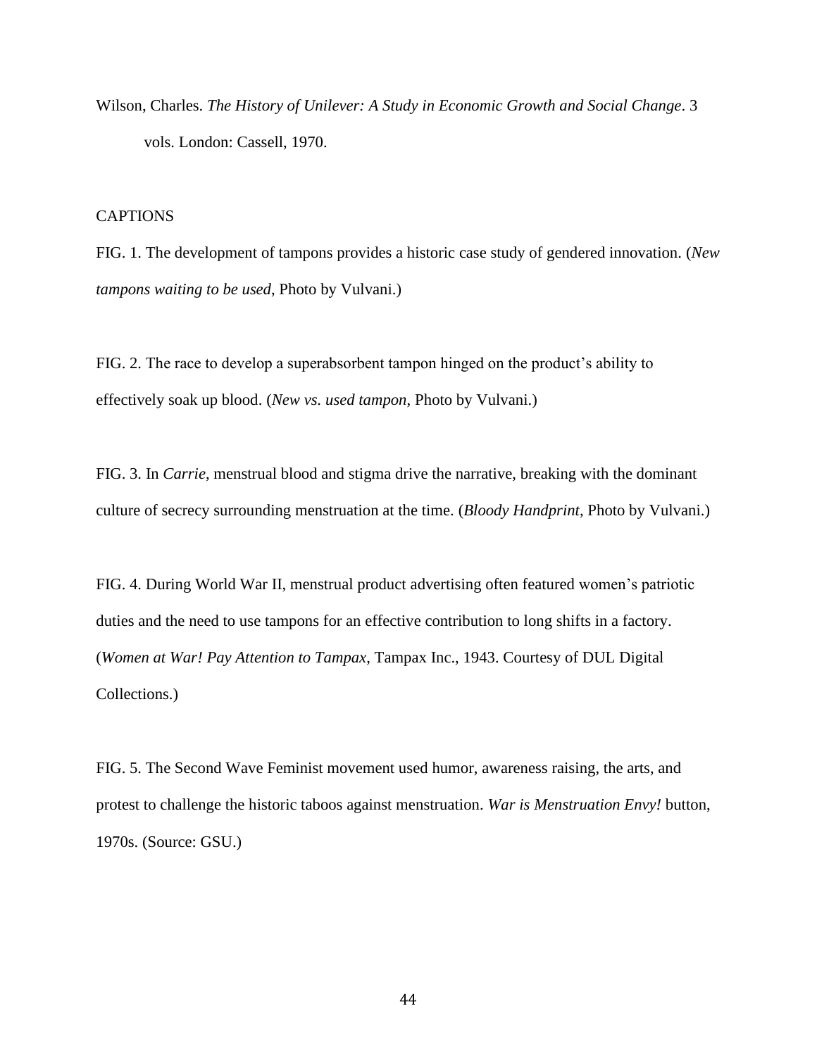Wilson, Charles. *The History of Unilever: A Study in Economic Growth and Social Change*. 3 vols. London: Cassell, 1970.

CAPTIONS

FIG. 1. The development of tampons provides a historic case study of gendered innovation. (*New tampons waiting to be used*, Photo by Vulvani.)

FIG. 2. The race to develop a superabsorbent tampon hinged on the product's ability to effectively soak up blood. (*New vs. used tampon*, Photo by Vulvani.)

FIG. 3. In *Carrie*, menstrual blood and stigma drive the narrative, breaking with the dominant culture of secrecy surrounding menstruation at the time. (*Bloody Handprint*, Photo by Vulvani.)

FIG. 4. During World War II, menstrual product advertising often featured women's patriotic duties and the need to use tampons for an effective contribution to long shifts in a factory. (*Women at War! Pay Attention to Tampax*, Tampax Inc., 1943. Courtesy of DUL Digital Collections.)

FIG. 5. The Second Wave Feminist movement used humor, awareness raising, the arts, and protest to challenge the historic taboos against menstruation. *War is Menstruation Envy!* button, 1970s. (Source: GSU.)